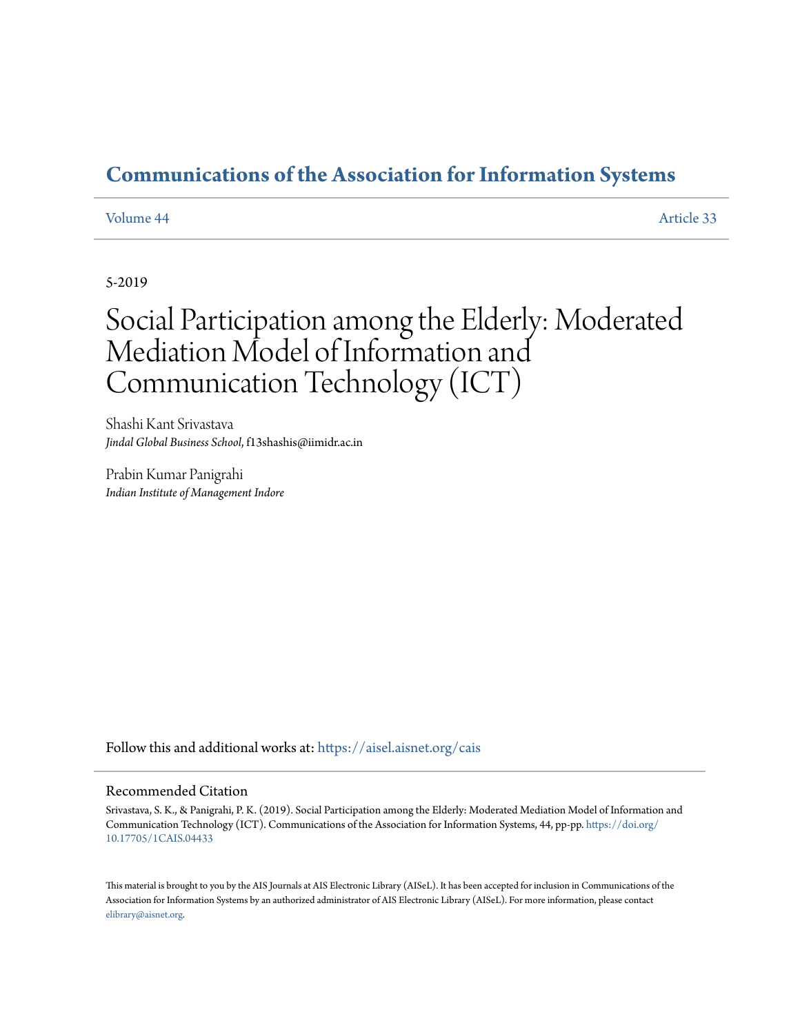# Communications of the Association for Information Systems

Volume 44 Article 33

5-2019

# Social Participation among the Elderly: Moderated Mediation Model of Information and Communication Technology (ICT)

Shashi Kant Srivastava
*Jindal Global Business School*, f13shashis@iimidr.ac.in

Prabin Kumar Panigrahi
*Indian Institute of Management Indore*

Follow this and additional works at: https://aisel.aisnet.org/cais

## Recommended Citation

Srivastava, S. K., & Panigrahi, P. K. (2019). Social Participation among the Elderly: Moderated Mediation Model of Information and Communication Technology (ICT). Communications of the Association for Information Systems, 44, pp-pp. https://doi.org/10.17705/1CAIS.04433

This material is brought to you by the AIS Journals at AIS Electronic Library (AISeL). It has been accepted for inclusion in Communications of the Association for Information Systems by an authorized administrator of AIS Electronic Library (AISeL). For more information, please contact elibrary@aisnet.org.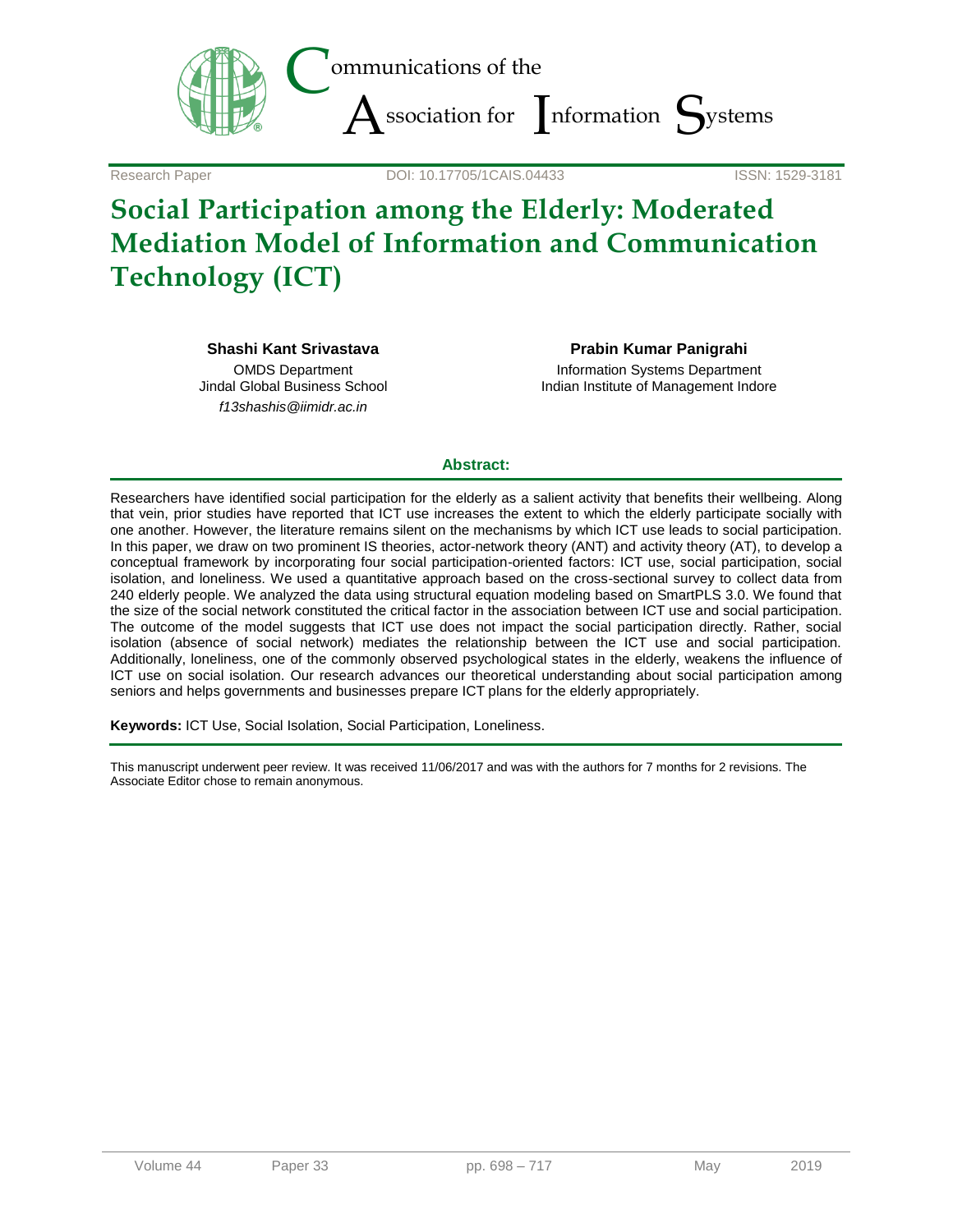# Social Participation among the Elderly: Moderated Mediation Model of Information and Communication Technology (ICT)

**Shashi Kant Srivastava**
OMDS Department
Jindal Global Business School
*f13shashis@iimidr.ac.in*

**Prabin Kumar Panigrahi**
Information Systems Department
Indian Institute of Management Indore

Research Paper — DOI: 10.17705/1CAIS.04433 — ISSN: 1529-3181

**Abstract:**

Researchers have identified social participation for the elderly as a salient activity that benefits their wellbeing. Along that vein, prior studies have reported that ICT use increases the extent to which the elderly participate socially with one another. However, the literature remains silent on the mechanisms by which ICT use leads to social participation. In this paper, we draw on two prominent IS theories, actor-network theory (ANT) and activity theory (AT), to develop a conceptual framework by incorporating four social participation-oriented factors: ICT use, social participation, social isolation, and loneliness. We used a quantitative approach based on the cross-sectional survey to collect data from 240 elderly people. We analyzed the data using structural equation modeling based on SmartPLS 3.0. We found that the size of the social network constituted the critical factor in the association between ICT use and social participation. The outcome of the model suggests that ICT use does not impact the social participation directly. Rather, social isolation (absence of social network) mediates the relationship between the ICT use and social participation. Additionally, loneliness, one of the commonly observed psychological states in the elderly, weakens the influence of ICT use on social isolation. Our research advances our theoretical understanding about social participation among seniors and helps governments and businesses prepare ICT plans for the elderly appropriately.

**Keywords:** ICT Use, Social Isolation, Social Participation, Loneliness.

This manuscript underwent peer review. It was received 11/06/2017 and was with the authors for 7 months for 2 revisions. The Associate Editor chose to remain anonymous.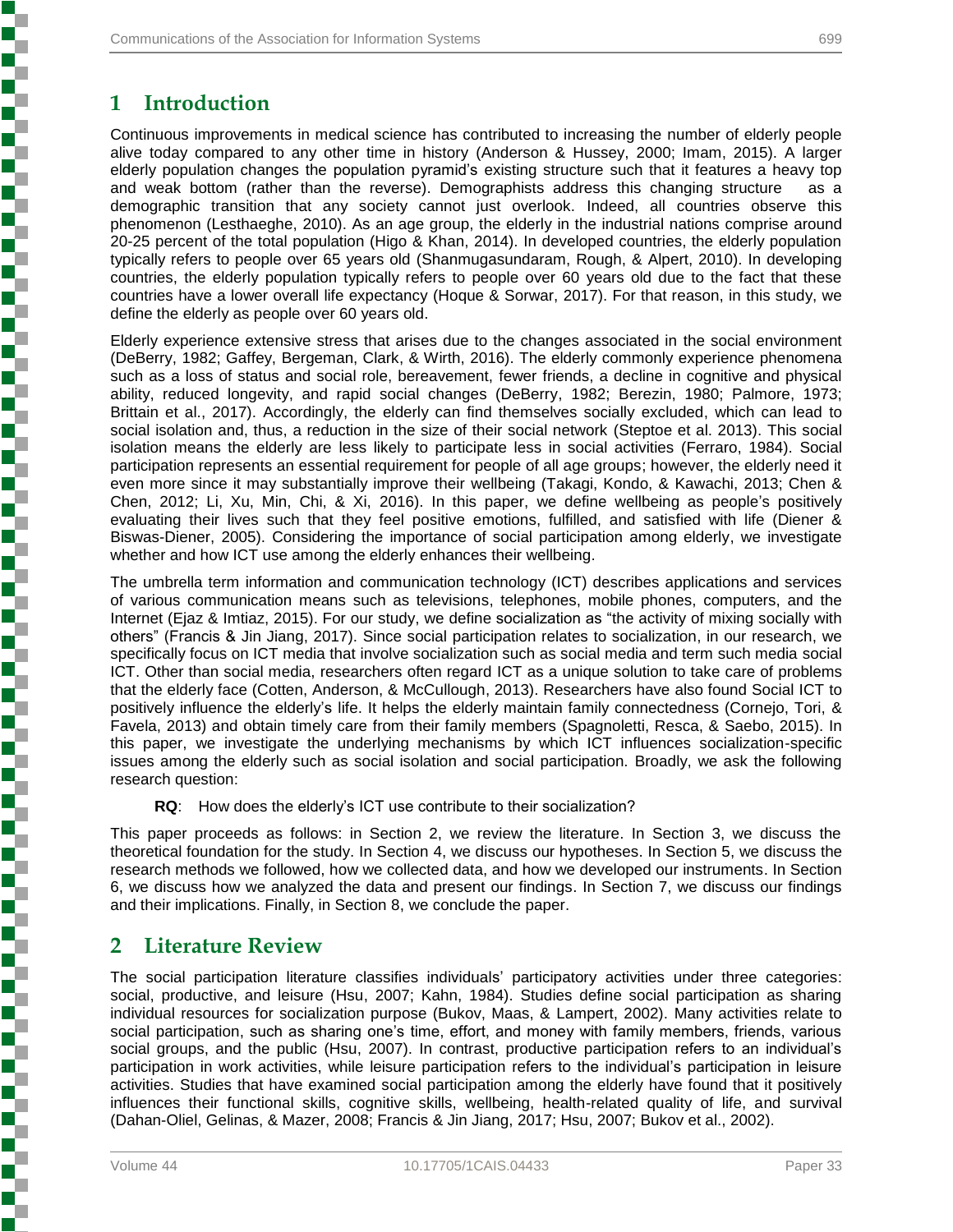# 1 Introduction

Continuous improvements in medical science has contributed to increasing the number of elderly people alive today compared to any other time in history (Anderson & Hussey, 2000; Imam, 2015). A larger elderly population changes the population pyramid's existing structure such that it features a heavy top and weak bottom (rather than the reverse). Demographists address this changing structure as a demographic transition that any society cannot just overlook. Indeed, all countries observe this phenomenon (Lesthaeghe, 2010). As an age group, the elderly in the industrial nations comprise around 20-25 percent of the total population (Higo & Khan, 2014). In developed countries, the elderly population typically refers to people over 65 years old (Shanmugasundaram, Rough, & Alpert, 2010). In developing countries, the elderly population typically refers to people over 60 years old due to the fact that these countries have a lower overall life expectancy (Hoque & Sorwar, 2017). For that reason, in this study, we define the elderly as people over 60 years old.

Elderly experience extensive stress that arises due to the changes associated in the social environment (DeBerry, 1982; Gaffey, Bergeman, Clark, & Wirth, 2016). The elderly commonly experience phenomena such as a loss of status and social role, bereavement, fewer friends, a decline in cognitive and physical ability, reduced longevity, and rapid social changes (DeBerry, 1982; Berezin, 1980; Palmore, 1973; Brittain et al., 2017). Accordingly, the elderly can find themselves socially excluded, which can lead to social isolation and, thus, a reduction in the size of their social network (Steptoe et al. 2013). This social isolation means the elderly are less likely to participate less in social activities (Ferraro, 1984). Social participation represents an essential requirement for people of all age groups; however, the elderly need it even more since it may substantially improve their wellbeing (Takagi, Kondo, & Kawachi, 2013; Chen & Chen, 2012; Li, Xu, Min, Chi, & Xi, 2016). In this paper, we define wellbeing as people's positively evaluating their lives such that they feel positive emotions, fulfilled, and satisfied with life (Diener & Biswas-Diener, 2005). Considering the importance of social participation among elderly, we investigate whether and how ICT use among the elderly enhances their wellbeing.

The umbrella term information and communication technology (ICT) describes applications and services of various communication means such as televisions, telephones, mobile phones, computers, and the Internet (Ejaz & Imtiaz, 2015). For our study, we define socialization as "the activity of mixing socially with others" (Francis & Jin Jiang, 2017). Since social participation relates to socialization, in our research, we specifically focus on ICT media that involve socialization such as social media and term such media social ICT. Other than social media, researchers often regard ICT as a unique solution to take care of problems that the elderly face (Cotten, Anderson, & McCullough, 2013). Researchers have also found Social ICT to positively influence the elderly's life. It helps the elderly maintain family connectedness (Cornejo, Tori, & Favela, 2013) and obtain timely care from their family members (Spagnoletti, Resca, & Saebo, 2015). In this paper, we investigate the underlying mechanisms by which ICT influences socialization-specific issues among the elderly such as social isolation and social participation. Broadly, we ask the following research question:

> **RQ**: How does the elderly's ICT use contribute to their socialization?

This paper proceeds as follows: in Section 2, we review the literature. In Section 3, we discuss the theoretical foundation for the study. In Section 4, we discuss our hypotheses. In Section 5, we discuss the research methods we followed, how we collected data, and how we developed our instruments. In Section 6, we discuss how we analyzed the data and present our findings. In Section 7, we discuss our findings and their implications. Finally, in Section 8, we conclude the paper.

# 2 Literature Review

The social participation literature classifies individuals' participatory activities under three categories: social, productive, and leisure (Hsu, 2007; Kahn, 1984). Studies define social participation as sharing individual resources for socialization purpose (Bukov, Maas, & Lampert, 2002). Many activities relate to social participation, such as sharing one's time, effort, and money with family members, friends, various social groups, and the public (Hsu, 2007). In contrast, productive participation refers to an individual's participation in work activities, while leisure participation refers to the individual's participation in leisure activities. Studies that have examined social participation among the elderly have found that it positively influences their functional skills, cognitive skills, wellbeing, health-related quality of life, and survival (Dahan-Oliel, Gelinas, & Mazer, 2008; Francis & Jin Jiang, 2017; Hsu, 2007; Bukov et al., 2002).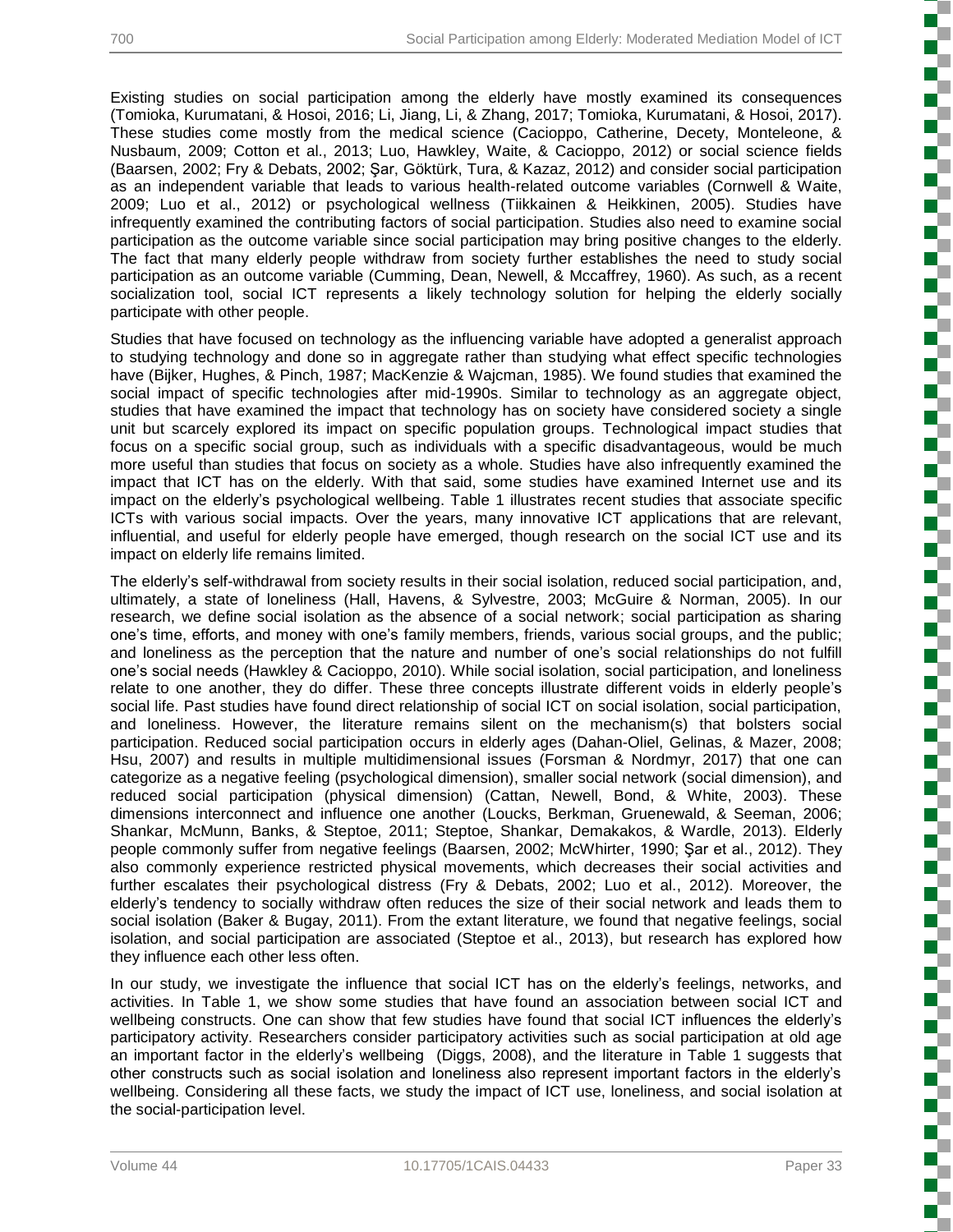Existing studies on social participation among the elderly have mostly examined its consequences (Tomioka, Kurumatani, & Hosoi, 2016; Li, Jiang, Li, & Zhang, 2017; Tomioka, Kurumatani, & Hosoi, 2017). These studies come mostly from the medical science (Cacioppo, Catherine, Decety, Monteleone, & Nusbaum, 2009; Cotton et al., 2013; Luo, Hawkley, Waite, & Cacioppo, 2012) or social science fields (Baarsen, 2002; Fry & Debats, 2002; Şar, Göktürk, Tura, & Kazaz, 2012) and consider social participation as an independent variable that leads to various health-related outcome variables (Cornwell & Waite, 2009; Luo et al., 2012) or psychological wellness (Tiikkainen & Heikkinen, 2005). Studies have infrequently examined the contributing factors of social participation. Studies also need to examine social participation as the outcome variable since social participation may bring positive changes to the elderly. The fact that many elderly people withdraw from society further establishes the need to study social participation as an outcome variable (Cumming, Dean, Newell, & Mccaffrey, 1960). As such, as a recent socialization tool, social ICT represents a likely technology solution for helping the elderly socially participate with other people.

Studies that have focused on technology as the influencing variable have adopted a generalist approach to studying technology and done so in aggregate rather than studying what effect specific technologies have (Bijker, Hughes, & Pinch, 1987; MacKenzie & Wajcman, 1985). We found studies that examined the social impact of specific technologies after mid-1990s. Similar to technology as an aggregate object, studies that have examined the impact that technology has on society have considered society a single unit but scarcely explored its impact on specific population groups. Technological impact studies that focus on a specific social group, such as individuals with a specific disadvantageous, would be much more useful than studies that focus on society as a whole. Studies have also infrequently examined the impact that ICT has on the elderly. With that said, some studies have examined Internet use and its impact on the elderly's psychological wellbeing. Table 1 illustrates recent studies that associate specific ICTs with various social impacts. Over the years, many innovative ICT applications that are relevant, influential, and useful for elderly people have emerged, though research on the social ICT use and its impact on elderly life remains limited.

The elderly's self-withdrawal from society results in their social isolation, reduced social participation, and, ultimately, a state of loneliness (Hall, Havens, & Sylvestre, 2003; McGuire & Norman, 2005). In our research, we define social isolation as the absence of a social network; social participation as sharing one's time, efforts, and money with one's family members, friends, various social groups, and the public; and loneliness as the perception that the nature and number of one's social relationships do not fulfill one's social needs (Hawkley & Cacioppo, 2010). While social isolation, social participation, and loneliness relate to one another, they do differ. These three concepts illustrate different voids in elderly people's social life. Past studies have found direct relationship of social ICT on social isolation, social participation, and loneliness. However, the literature remains silent on the mechanism(s) that bolsters social participation. Reduced social participation occurs in elderly ages (Dahan-Oliel, Gelinas, & Mazer, 2008; Hsu, 2007) and results in multiple multidimensional issues (Forsman & Nordmyr, 2017) that one can categorize as a negative feeling (psychological dimension), smaller social network (social dimension), and reduced social participation (physical dimension) (Cattan, Newell, Bond, & White, 2003). These dimensions interconnect and influence one another (Loucks, Berkman, Gruenewald, & Seeman, 2006; Shankar, McMunn, Banks, & Steptoe, 2011; Steptoe, Shankar, Demakakos, & Wardle, 2013). Elderly people commonly suffer from negative feelings (Baarsen, 2002; McWhirter, 1990; Şar et al., 2012). They also commonly experience restricted physical movements, which decreases their social activities and further escalates their psychological distress (Fry & Debats, 2002; Luo et al., 2012). Moreover, the elderly's tendency to socially withdraw often reduces the size of their social network and leads them to social isolation (Baker & Bugay, 2011). From the extant literature, we found that negative feelings, social isolation, and social participation are associated (Steptoe et al., 2013), but research has explored how they influence each other less often.

In our study, we investigate the influence that social ICT has on the elderly's feelings, networks, and activities. In Table 1, we show some studies that have found an association between social ICT and wellbeing constructs. One can show that few studies have found that social ICT influences the elderly's participatory activity. Researchers consider participatory activities such as social participation at old age an important factor in the elderly's wellbeing (Diggs, 2008), and the literature in Table 1 suggests that other constructs such as social isolation and loneliness also represent important factors in the elderly's wellbeing. Considering all these facts, we study the impact of ICT use, loneliness, and social isolation at the social-participation level.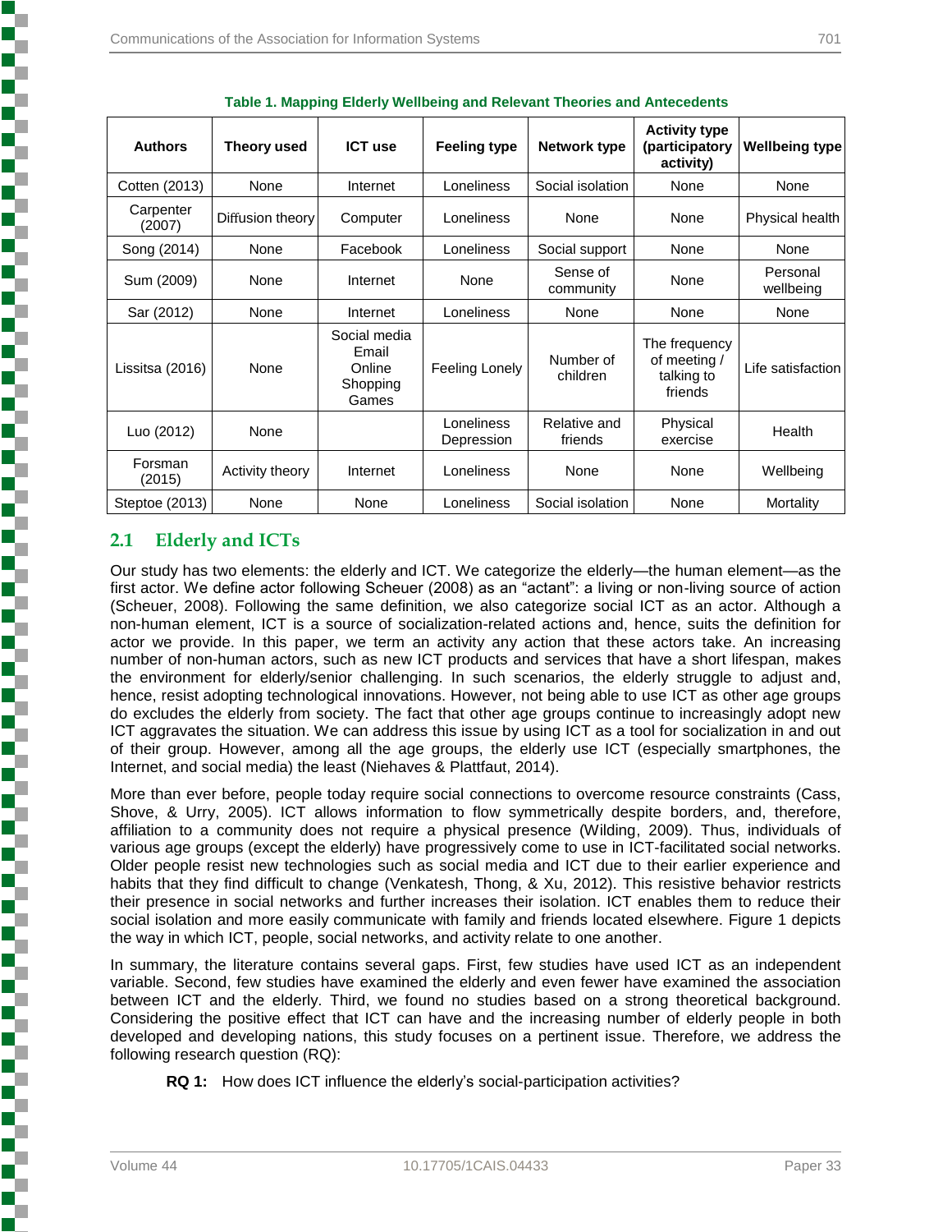**Table 1. Mapping Elderly Wellbeing and Relevant Theories and Antecedents**

| Authors | Theory used | ICT use | Feeling type | Network type | Activity type (participatory activity) | Wellbeing type |
|---|---|---|---|---|---|---|
| Cotten (2013) | None | Internet | Loneliness | Social isolation | None | None |
| Carpenter (2007) | Diffusion theory | Computer | Loneliness | None | None | Physical health |
| Song (2014) | None | Facebook | Loneliness | Social support | None | None |
| Sum (2009) | None | Internet | None | Sense of community | None | Personal wellbeing |
| Sar (2012) | None | Internet | Loneliness | None | None | None |
| Lissitsa (2016) | None | Social media Email Online Shopping Games | Feeling Lonely | Number of children | The frequency of meeting / talking to friends | Life satisfaction |
| Luo (2012) | None | | Loneliness Depression | Relative and friends | Physical exercise | Health |
| Forsman (2015) | Activity theory | Internet | Loneliness | None | None | Wellbeing |
| Steptoe (2013) | None | None | Loneliness | Social isolation | None | Mortality |

## 2.1 Elderly and ICTs

Our study has two elements: the elderly and ICT. We categorize the elderly—the human element—as the first actor. We define actor following Scheuer (2008) as an "actant": a living or non-living source of action (Scheuer, 2008). Following the same definition, we also categorize social ICT as an actor. Although a non-human element, ICT is a source of socialization-related actions and, hence, suits the definition for actor we provide. In this paper, we term an activity any action that these actors take. An increasing number of non-human actors, such as new ICT products and services that have a short lifespan, makes the environment for elderly/senior challenging. In such scenarios, the elderly struggle to adjust and, hence, resist adopting technological innovations. However, not being able to use ICT as other age groups do excludes the elderly from society. The fact that other age groups continue to increasingly adopt new ICT aggravates the situation. We can address this issue by using ICT as a tool for socialization in and out of their group. However, among all the age groups, the elderly use ICT (especially smartphones, the Internet, and social media) the least (Niehaves & Plattfaut, 2014).

More than ever before, people today require social connections to overcome resource constraints (Cass, Shove, & Urry, 2005). ICT allows information to flow symmetrically despite borders, and, therefore, affiliation to a community does not require a physical presence (Wilding, 2009). Thus, individuals of various age groups (except the elderly) have progressively come to use in ICT-facilitated social networks. Older people resist new technologies such as social media and ICT due to their earlier experience and habits that they find difficult to change (Venkatesh, Thong, & Xu, 2012). This resistive behavior restricts their presence in social networks and further increases their isolation. ICT enables them to reduce their social isolation and more easily communicate with family and friends located elsewhere. Figure 1 depicts the way in which ICT, people, social networks, and activity relate to one another.

In summary, the literature contains several gaps. First, few studies have used ICT as an independent variable. Second, few studies have examined the elderly and even fewer have examined the association between ICT and the elderly. Third, we found no studies based on a strong theoretical background. Considering the positive effect that ICT can have and the increasing number of elderly people in both developed and developing nations, this study focuses on a pertinent issue. Therefore, we address the following research question (RQ):

**RQ 1:** How does ICT influence the elderly's social-participation activities?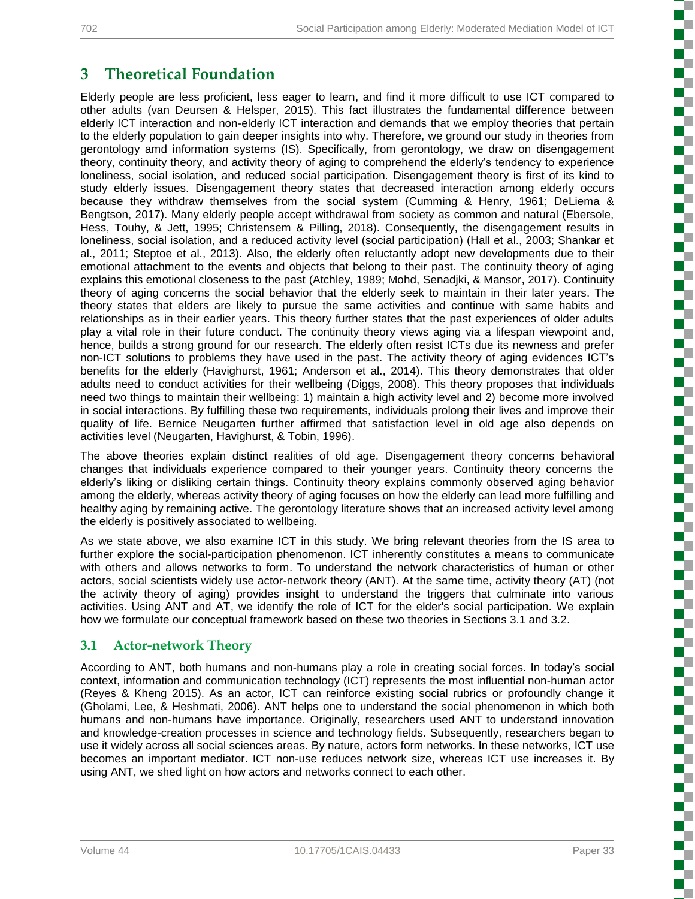# 3 Theoretical Foundation

Elderly people are less proficient, less eager to learn, and find it more difficult to use ICT compared to other adults (van Deursen & Helsper, 2015). This fact illustrates the fundamental difference between elderly ICT interaction and non-elderly ICT interaction and demands that we employ theories that pertain to the elderly population to gain deeper insights into why. Therefore, we ground our study in theories from gerontology amd information systems (IS). Specifically, from gerontology, we draw on disengagement theory, continuity theory, and activity theory of aging to comprehend the elderly's tendency to experience loneliness, social isolation, and reduced social participation. Disengagement theory is first of its kind to study elderly issues. Disengagement theory states that decreased interaction among elderly occurs because they withdraw themselves from the social system (Cumming & Henry, 1961; DeLiema & Bengtson, 2017). Many elderly people accept withdrawal from society as common and natural (Ebersole, Hess, Touhy, & Jett, 1995; Christensem & Pilling, 2018). Consequently, the disengagement results in loneliness, social isolation, and a reduced activity level (social participation) (Hall et al., 2003; Shankar et al., 2011; Steptoe et al., 2013). Also, the elderly often reluctantly adopt new developments due to their emotional attachment to the events and objects that belong to their past. The continuity theory of aging explains this emotional closeness to the past (Atchley, 1989; Mohd, Senadjki, & Mansor, 2017). Continuity theory of aging concerns the social behavior that the elderly seek to maintain in their later years. The theory states that elders are likely to pursue the same activities and continue with same habits and relationships as in their earlier years. This theory further states that the past experiences of older adults play a vital role in their future conduct. The continuity theory views aging via a lifespan viewpoint and, hence, builds a strong ground for our research. The elderly often resist ICTs due its newness and prefer non-ICT solutions to problems they have used in the past. The activity theory of aging evidences ICT's benefits for the elderly (Havighurst, 1961; Anderson et al., 2014). This theory demonstrates that older adults need to conduct activities for their wellbeing (Diggs, 2008). This theory proposes that individuals need two things to maintain their wellbeing: 1) maintain a high activity level and 2) become more involved in social interactions. By fulfilling these two requirements, individuals prolong their lives and improve their quality of life. Bernice Neugarten further affirmed that satisfaction level in old age also depends on activities level (Neugarten, Havighurst, & Tobin, 1996).

The above theories explain distinct realities of old age. Disengagement theory concerns behavioral changes that individuals experience compared to their younger years. Continuity theory concerns the elderly's liking or disliking certain things. Continuity theory explains commonly observed aging behavior among the elderly, whereas activity theory of aging focuses on how the elderly can lead more fulfilling and healthy aging by remaining active. The gerontology literature shows that an increased activity level among the elderly is positively associated to wellbeing.

As we state above, we also examine ICT in this study. We bring relevant theories from the IS area to further explore the social-participation phenomenon. ICT inherently constitutes a means to communicate with others and allows networks to form. To understand the network characteristics of human or other actors, social scientists widely use actor-network theory (ANT). At the same time, activity theory (AT) (not the activity theory of aging) provides insight to understand the triggers that culminate into various activities. Using ANT and AT, we identify the role of ICT for the elder's social participation. We explain how we formulate our conceptual framework based on these two theories in Sections 3.1 and 3.2.

## 3.1 Actor-network Theory

According to ANT, both humans and non-humans play a role in creating social forces. In today's social context, information and communication technology (ICT) represents the most influential non-human actor (Reyes & Kheng 2015). As an actor, ICT can reinforce existing social rubrics or profoundly change it (Gholami, Lee, & Heshmati, 2006). ANT helps one to understand the social phenomenon in which both humans and non-humans have importance. Originally, researchers used ANT to understand innovation and knowledge-creation processes in science and technology fields. Subsequently, researchers began to use it widely across all social sciences areas. By nature, actors form networks. In these networks, ICT use becomes an important mediator. ICT non-use reduces network size, whereas ICT use increases it. By using ANT, we shed light on how actors and networks connect to each other.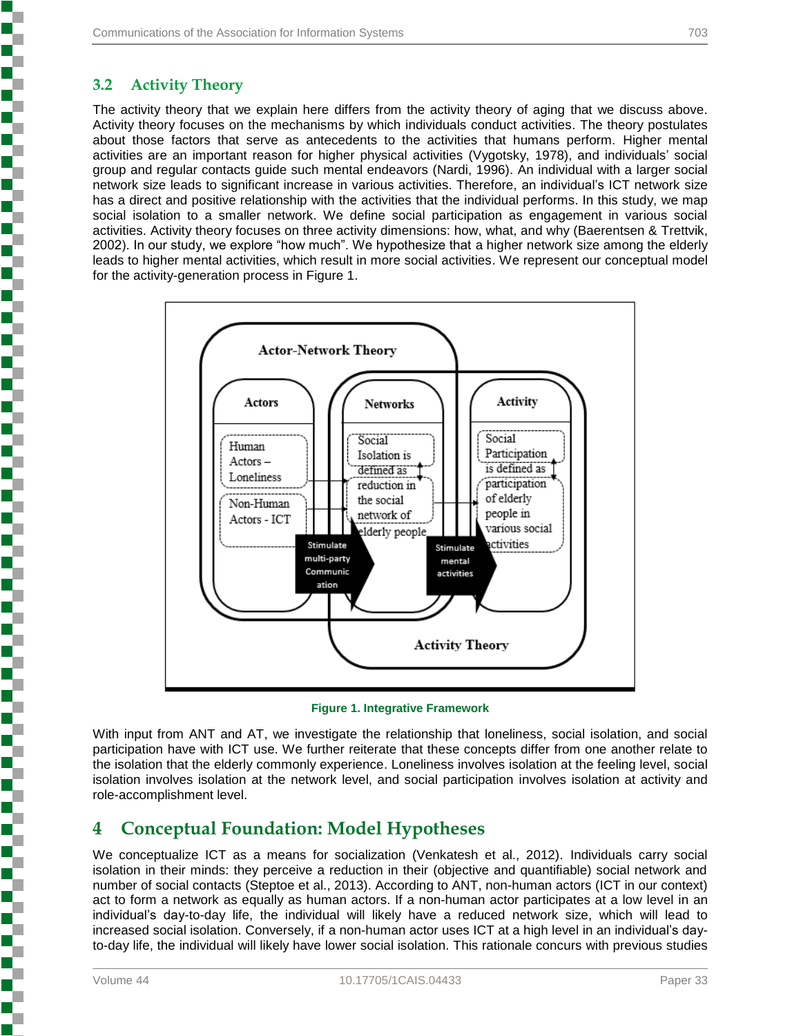## 3.2 Activity Theory

The activity theory that we explain here differs from the activity theory of aging that we discuss above. Activity theory focuses on the mechanisms by which individuals conduct activities. The theory postulates about those factors that serve as antecedents to the activities that humans perform. Higher mental activities are an important reason for higher physical activities (Vygotsky, 1978), and individuals' social group and regular contacts guide such mental endeavors (Nardi, 1996). An individual with a larger social network size leads to significant increase in various activities. Therefore, an individual's ICT network size has a direct and positive relationship with the activities that the individual performs. In this study, we map social isolation to a smaller network. We define social participation as engagement in various social activities. Activity theory focuses on three activity dimensions: how, what, and why (Baerentsen & Trettvik, 2002). In our study, we explore "how much". We hypothesize that a higher network size among the elderly leads to higher mental activities, which result in more social activities. We represent our conceptual model for the activity-generation process in Figure 1.

**Figure 1. Integrative Framework**

With input from ANT and AT, we investigate the relationship that loneliness, social isolation, and social participation have with ICT use. We further reiterate that these concepts differ from one another relate to the isolation that the elderly commonly experience. Loneliness involves isolation at the feeling level, social isolation involves isolation at the network level, and social participation involves isolation at activity and role-accomplishment level.

# 4 Conceptual Foundation: Model Hypotheses

We conceptualize ICT as a means for socialization (Venkatesh et al., 2012). Individuals carry social isolation in their minds: they perceive a reduction in their (objective and quantifiable) social network and number of social contacts (Steptoe et al., 2013). According to ANT, non-human actors (ICT in our context) act to form a network as equally as human actors. If a non-human actor participates at a low level in an individual's day-to-day life, the individual will likely have a reduced network size, which will lead to increased social isolation. Conversely, if a non-human actor uses ICT at a high level in an individual's day-to-day life, the individual will likely have lower social isolation. This rationale concurs with previous studies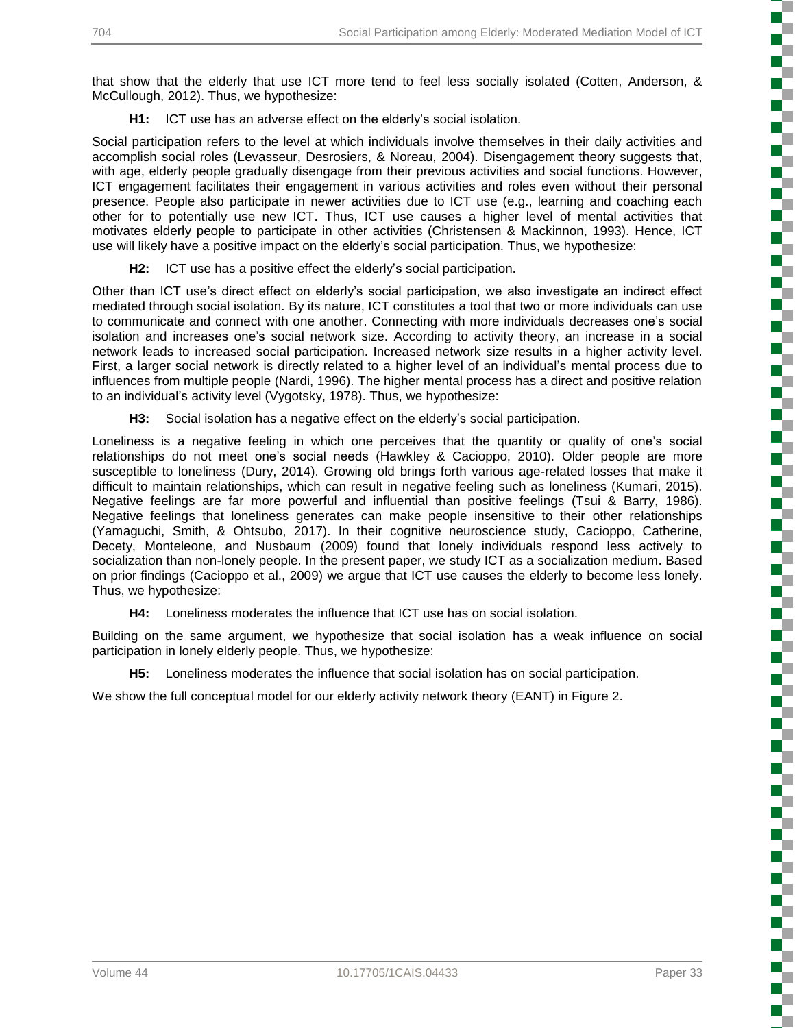that show that the elderly that use ICT more tend to feel less socially isolated (Cotten, Anderson, & McCullough, 2012). Thus, we hypothesize:

> **H1:** ICT use has an adverse effect on the elderly's social isolation.

Social participation refers to the level at which individuals involve themselves in their daily activities and accomplish social roles (Levasseur, Desrosiers, & Noreau, 2004). Disengagement theory suggests that, with age, elderly people gradually disengage from their previous activities and social functions. However, ICT engagement facilitates their engagement in various activities and roles even without their personal presence. People also participate in newer activities due to ICT use (e.g., learning and coaching each other for to potentially use new ICT. Thus, ICT use causes a higher level of mental activities that motivates elderly people to participate in other activities (Christensen & Mackinnon, 1993). Hence, ICT use will likely have a positive impact on the elderly's social participation. Thus, we hypothesize:

> **H2:** ICT use has a positive effect the elderly's social participation.

Other than ICT use's direct effect on elderly's social participation, we also investigate an indirect effect mediated through social isolation. By its nature, ICT constitutes a tool that two or more individuals can use to communicate and connect with one another. Connecting with more individuals decreases one's social isolation and increases one's social network size. According to activity theory, an increase in a social network leads to increased social participation. Increased network size results in a higher activity level. First, a larger social network is directly related to a higher level of an individual's mental process due to influences from multiple people (Nardi, 1996). The higher mental process has a direct and positive relation to an individual's activity level (Vygotsky, 1978). Thus, we hypothesize:

> **H3:** Social isolation has a negative effect on the elderly's social participation.

Loneliness is a negative feeling in which one perceives that the quantity or quality of one's social relationships do not meet one's social needs (Hawkley & Cacioppo, 2010). Older people are more susceptible to loneliness (Dury, 2014). Growing old brings forth various age-related losses that make it difficult to maintain relationships, which can result in negative feeling such as loneliness (Kumari, 2015). Negative feelings are far more powerful and influential than positive feelings (Tsui & Barry, 1986). Negative feelings that loneliness generates can make people insensitive to their other relationships (Yamaguchi, Smith, & Ohtsubo, 2017). In their cognitive neuroscience study, Cacioppo, Catherine, Decety, Monteleone, and Nusbaum (2009) found that lonely individuals respond less actively to socialization than non-lonely people. In the present paper, we study ICT as a socialization medium. Based on prior findings (Cacioppo et al., 2009) we argue that ICT use causes the elderly to become less lonely. Thus, we hypothesize:

> **H4:** Loneliness moderates the influence that ICT use has on social isolation.

Building on the same argument, we hypothesize that social isolation has a weak influence on social participation in lonely elderly people. Thus, we hypothesize:

> **H5:** Loneliness moderates the influence that social isolation has on social participation.

We show the full conceptual model for our elderly activity network theory (EANT) in Figure 2.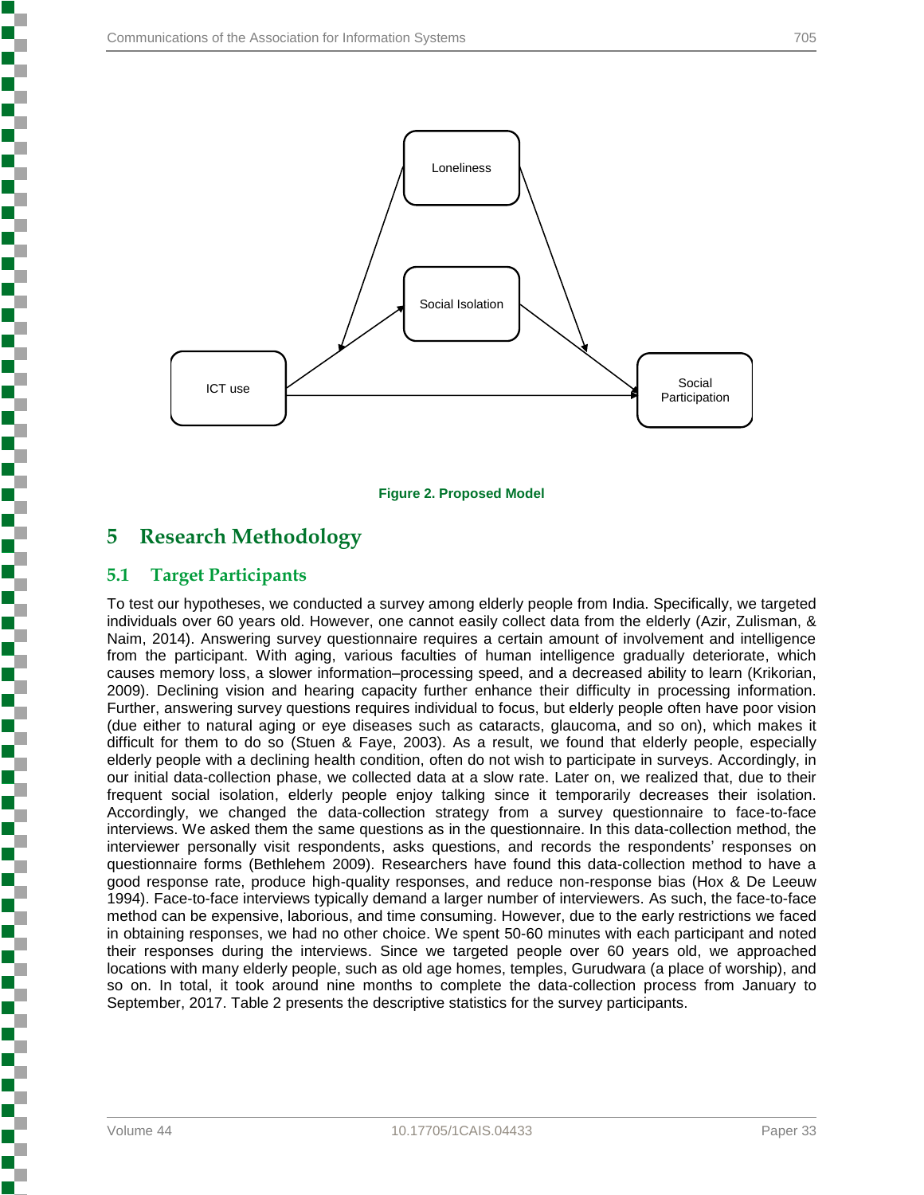Figure 2. Proposed Model

# 5 Research Methodology

## 5.1 Target Participants

To test our hypotheses, we conducted a survey among elderly people from India. Specifically, we targeted individuals over 60 years old. However, one cannot easily collect data from the elderly (Azir, Zulisman, & Naim, 2014). Answering survey questionnaire requires a certain amount of involvement and intelligence from the participant. With aging, various faculties of human intelligence gradually deteriorate, which causes memory loss, a slower information–processing speed, and a decreased ability to learn (Krikorian, 2009). Declining vision and hearing capacity further enhance their difficulty in processing information. Further, answering survey questions requires individual to focus, but elderly people often have poor vision (due either to natural aging or eye diseases such as cataracts, glaucoma, and so on), which makes it difficult for them to do so (Stuen & Faye, 2003). As a result, we found that elderly people, especially elderly people with a declining health condition, often do not wish to participate in surveys. Accordingly, in our initial data-collection phase, we collected data at a slow rate. Later on, we realized that, due to their frequent social isolation, elderly people enjoy talking since it temporarily decreases their isolation. Accordingly, we changed the data-collection strategy from a survey questionnaire to face-to-face interviews. We asked them the same questions as in the questionnaire. In this data-collection method, the interviewer personally visit respondents, asks questions, and records the respondents' responses on questionnaire forms (Bethlehem 2009). Researchers have found this data-collection method to have a good response rate, produce high-quality responses, and reduce non-response bias (Hox & De Leeuw 1994). Face-to-face interviews typically demand a larger number of interviewers. As such, the face-to-face method can be expensive, laborious, and time consuming. However, due to the early restrictions we faced in obtaining responses, we had no other choice. We spent 50-60 minutes with each participant and noted their responses during the interviews. Since we targeted people over 60 years old, we approached locations with many elderly people, such as old age homes, temples, Gurudwara (a place of worship), and so on. In total, it took around nine months to complete the data-collection process from January to September, 2017. Table 2 presents the descriptive statistics for the survey participants.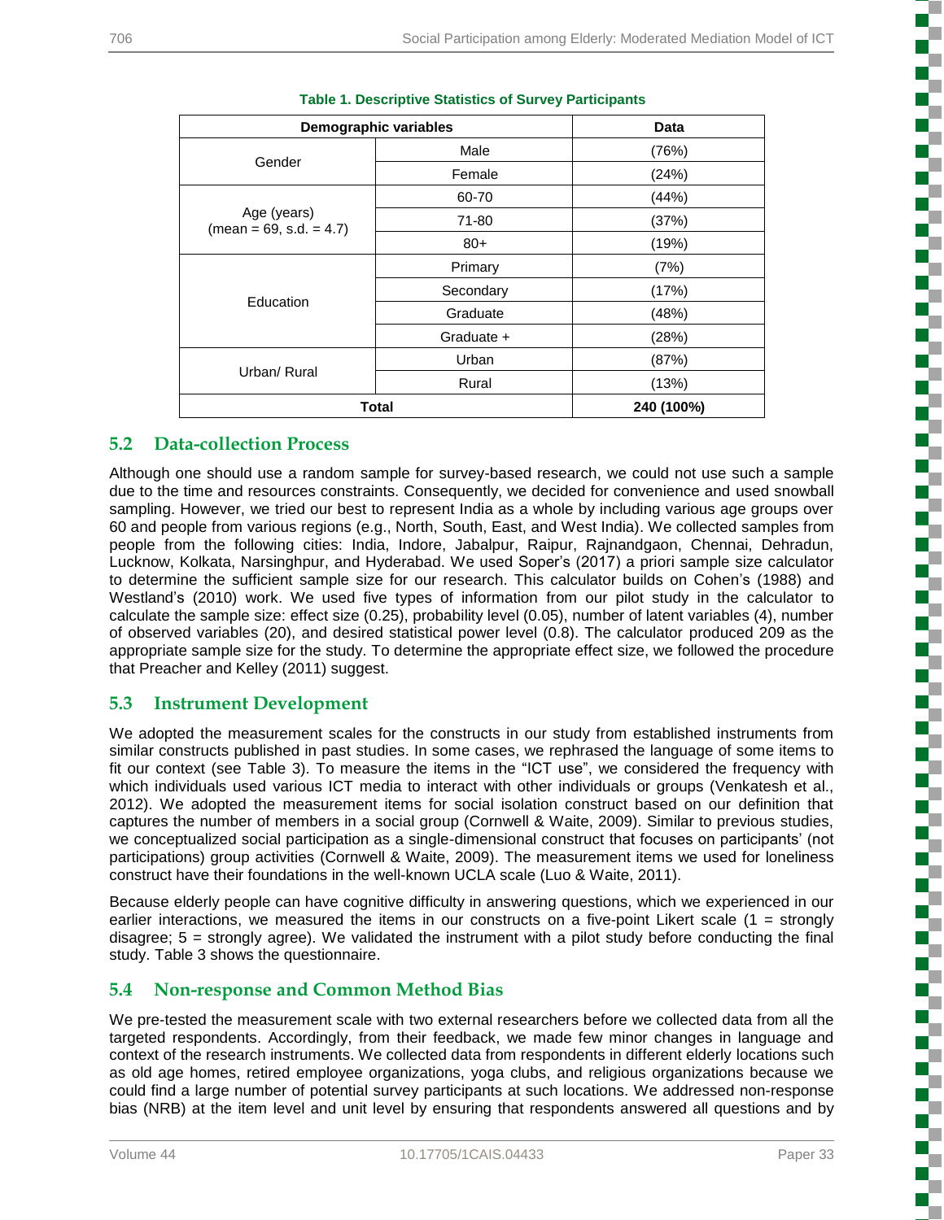**Table 1. Descriptive Statistics of Survey Participants**

| Demographic variables | | Data |
|---|---|---|
| Gender | Male | (76%) |
| | Female | (24%) |
| Age (years) (mean = 69, s.d. = 4.7) | 60-70 | (44%) |
| | 71-80 | (37%) |
| | 80+ | (19%) |
| Education | Primary | (7%) |
| | Secondary | (17%) |
| | Graduate | (48%) |
| | Graduate + | (28%) |
| Urban/ Rural | Urban | (87%) |
| | Rural | (13%) |
| **Total** | | **240 (100%)** |

## 5.2 Data-collection Process

Although one should use a random sample for survey-based research, we could not use such a sample due to the time and resources constraints. Consequently, we decided for convenience and used snowball sampling. However, we tried our best to represent India as a whole by including various age groups over 60 and people from various regions (e.g., North, South, East, and West India). We collected samples from people from the following cities: India, Indore, Jabalpur, Raipur, Rajnandgaon, Chennai, Dehradun, Lucknow, Kolkata, Narsinghpur, and Hyderabad. We used Soper's (2017) a priori sample size calculator to determine the sufficient sample size for our research. This calculator builds on Cohen's (1988) and Westland's (2010) work. We used five types of information from our pilot study in the calculator to calculate the sample size: effect size (0.25), probability level (0.05), number of latent variables (4), number of observed variables (20), and desired statistical power level (0.8). The calculator produced 209 as the appropriate sample size for the study. To determine the appropriate effect size, we followed the procedure that Preacher and Kelley (2011) suggest.

## 5.3 Instrument Development

We adopted the measurement scales for the constructs in our study from established instruments from similar constructs published in past studies. In some cases, we rephrased the language of some items to fit our context (see Table 3). To measure the items in the "ICT use", we considered the frequency with which individuals used various ICT media to interact with other individuals or groups (Venkatesh et al., 2012). We adopted the measurement items for social isolation construct based on our definition that captures the number of members in a social group (Cornwell & Waite, 2009). Similar to previous studies, we conceptualized social participation as a single-dimensional construct that focuses on participants' (not participations) group activities (Cornwell & Waite, 2009). The measurement items we used for loneliness construct have their foundations in the well-known UCLA scale (Luo & Waite, 2011).

Because elderly people can have cognitive difficulty in answering questions, which we experienced in our earlier interactions, we measured the items in our constructs on a five-point Likert scale (1 = strongly disagree; 5 = strongly agree). We validated the instrument with a pilot study before conducting the final study. Table 3 shows the questionnaire.

## 5.4 Non-response and Common Method Bias

We pre-tested the measurement scale with two external researchers before we collected data from all the targeted respondents. Accordingly, from their feedback, we made few minor changes in language and context of the research instruments. We collected data from respondents in different elderly locations such as old age homes, retired employee organizations, yoga clubs, and religious organizations because we could find a large number of potential survey participants at such locations. We addressed non-response bias (NRB) at the item level and unit level by ensuring that respondents answered all questions and by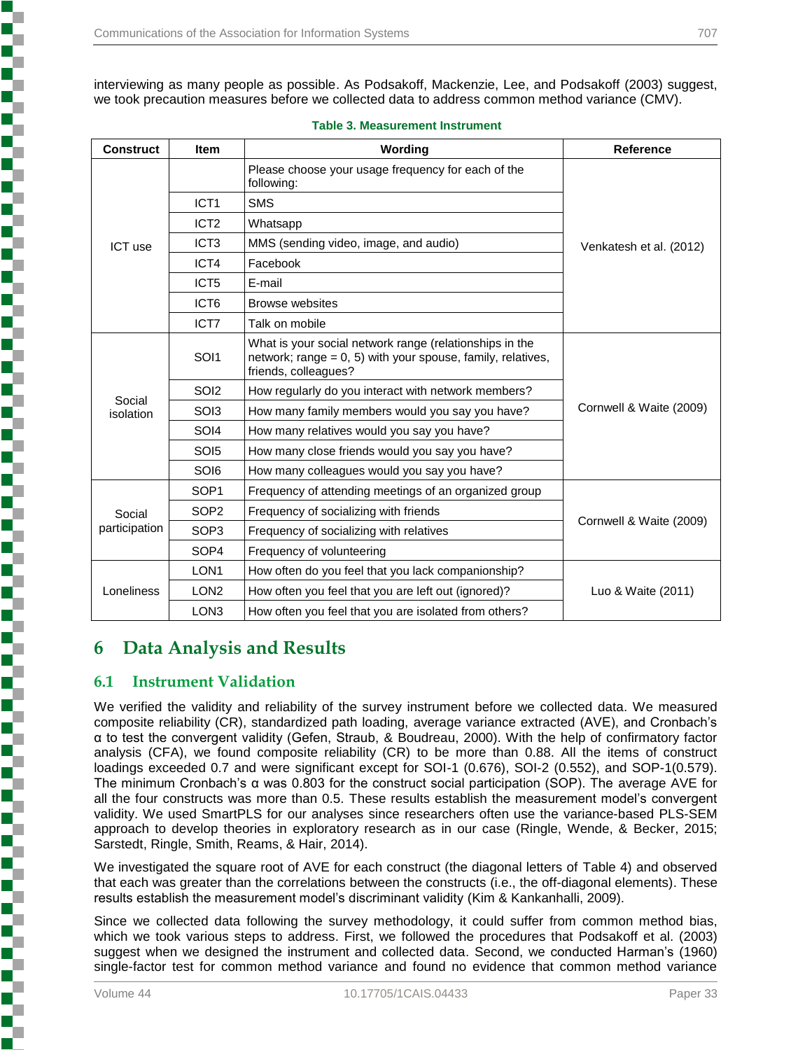interviewing as many people as possible. As Podsakoff, Mackenzie, Lee, and Podsakoff (2003) suggest, we took precaution measures before we collected data to address common method variance (CMV).

**Table 3. Measurement Instrument**

| Construct | Item | Wording | Reference |
|---|---|---|---|
| ICT use | | Please choose your usage frequency for each of the following: | Venkatesh et al. (2012) |
| | ICT1 | SMS | |
| | ICT2 | Whatsapp | |
| | ICT3 | MMS (sending video, image, and audio) | |
| | ICT4 | Facebook | |
| | ICT5 | E-mail | |
| | ICT6 | Browse websites | |
| | ICT7 | Talk on mobile | |
| Social isolation | SOI1 | What is your social network range (relationships in the network; range = 0, 5) with your spouse, family, relatives, friends, colleagues? | Cornwell & Waite (2009) |
| | SOI2 | How regularly do you interact with network members? | |
| | SOI3 | How many family members would you say you have? | |
| | SOI4 | How many relatives would you say you have? | |
| | SOI5 | How many close friends would you say you have? | |
| | SOI6 | How many colleagues would you say you have? | |
| Social participation | SOP1 | Frequency of attending meetings of an organized group | Cornwell & Waite (2009) |
| | SOP2 | Frequency of socializing with friends | |
| | SOP3 | Frequency of socializing with relatives | |
| | SOP4 | Frequency of volunteering | |
| Loneliness | LON1 | How often do you feel that you lack companionship? | Luo & Waite (2011) |
| | LON2 | How often you feel that you are left out (ignored)? | |
| | LON3 | How often you feel that you are isolated from others? | |

# 6 Data Analysis and Results

## 6.1 Instrument Validation

We verified the validity and reliability of the survey instrument before we collected data. We measured composite reliability (CR), standardized path loading, average variance extracted (AVE), and Cronbach's α to test the convergent validity (Gefen, Straub, & Boudreau, 2000). With the help of confirmatory factor analysis (CFA), we found composite reliability (CR) to be more than 0.88. All the items of construct loadings exceeded 0.7 and were significant except for SOI-1 (0.676), SOI-2 (0.552), and SOP-1(0.579). The minimum Cronbach's α was 0.803 for the construct social participation (SOP). The average AVE for all the four constructs was more than 0.5. These results establish the measurement model's convergent validity. We used SmartPLS for our analyses since researchers often use the variance-based PLS-SEM approach to develop theories in exploratory research as in our case (Ringle, Wende, & Becker, 2015; Sarstedt, Ringle, Smith, Reams, & Hair, 2014).

We investigated the square root of AVE for each construct (the diagonal letters of Table 4) and observed that each was greater than the correlations between the constructs (i.e., the off-diagonal elements). These results establish the measurement model's discriminant validity (Kim & Kankanhalli, 2009).

Since we collected data following the survey methodology, it could suffer from common method bias, which we took various steps to address. First, we followed the procedures that Podsakoff et al. (2003) suggest when we designed the instrument and collected data. Second, we conducted Harman's (1960) single-factor test for common method variance and found no evidence that common method variance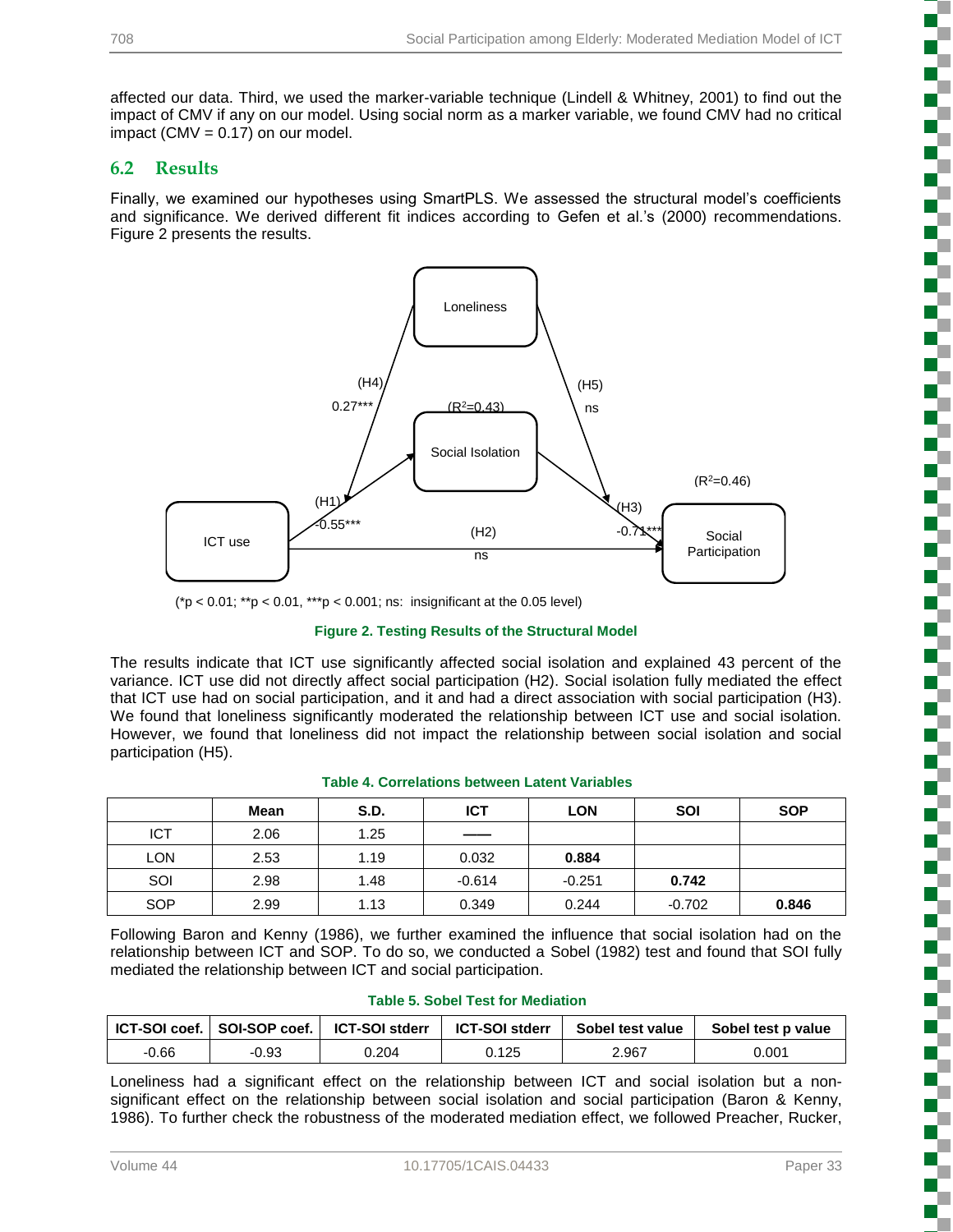affected our data. Third, we used the marker-variable technique (Lindell & Whitney, 2001) to find out the impact of CMV if any on our model. Using social norm as a marker variable, we found CMV had no critical impact (CMV = 0.17) on our model.

## 6.2 Results

Finally, we examined our hypotheses using SmartPLS. We assessed the structural model's coefficients and significance. We derived different fit indices according to Gefen et al.'s (2000) recommendations. Figure 2 presents the results.

(*p < 0.01; **p < 0.01, ***p < 0.001; ns: insignificant at the 0.05 level)

**Figure 2. Testing Results of the Structural Model**

The results indicate that ICT use significantly affected social isolation and explained 43 percent of the variance. ICT use did not directly affect social participation (H2). Social isolation fully mediated the effect that ICT use had on social participation, and it and had a direct association with social participation (H3). We found that loneliness significantly moderated the relationship between ICT use and social isolation. However, we found that loneliness did not impact the relationship between social isolation and social participation (H5).

**Table 4. Correlations between Latent Variables**

| | Mean | S.D. | ICT | LON | SOI | SOP |
|---|---|---|---|---|---|---|
| ICT | 2.06 | 1.25 | —— | | | |
| LON | 2.53 | 1.19 | 0.032 | **0.884** | | |
| SOI | 2.98 | 1.48 | -0.614 | -0.251 | **0.742** | |
| SOP | 2.99 | 1.13 | 0.349 | 0.244 | -0.702 | **0.846** |

Following Baron and Kenny (1986), we further examined the influence that social isolation had on the relationship between ICT and SOP. To do so, we conducted a Sobel (1982) test and found that SOI fully mediated the relationship between ICT and social participation.

**Table 5. Sobel Test for Mediation**

| ICT-SOI coef. | SOI-SOP coef. | ICT-SOI stderr | ICT-SOI stderr | Sobel test value | Sobel test p value |
|---|---|---|---|---|---|
| -0.66 | -0.93 | 0.204 | 0.125 | 2.967 | 0.001 |

Loneliness had a significant effect on the relationship between ICT and social isolation but a non-significant effect on the relationship between social isolation and social participation (Baron & Kenny, 1986). To further check the robustness of the moderated mediation effect, we followed Preacher, Rucker,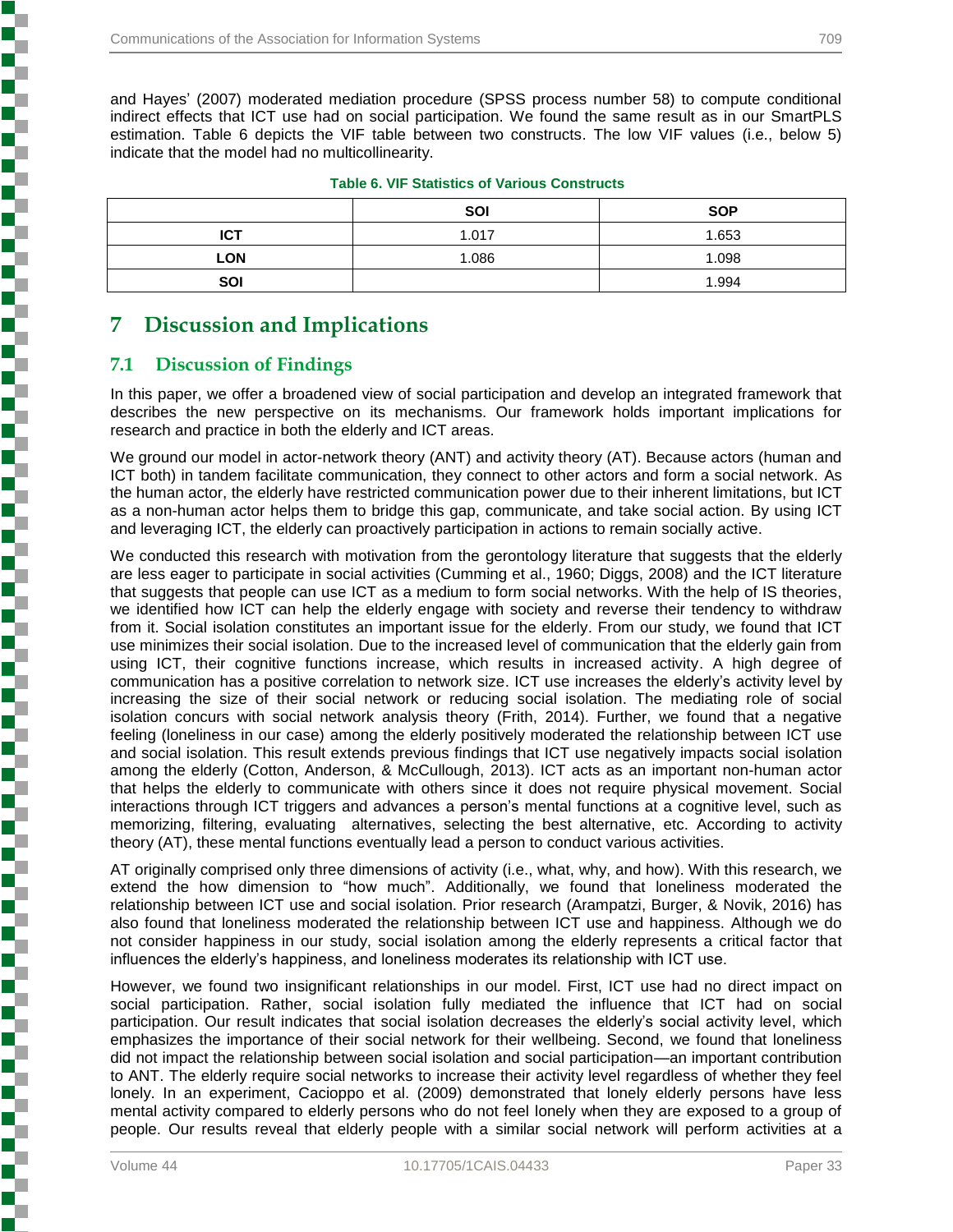and Hayes' (2007) moderated mediation procedure (SPSS process number 58) to compute conditional indirect effects that ICT use had on social participation. We found the same result as in our SmartPLS estimation. Table 6 depicts the VIF table between two constructs. The low VIF values (i.e., below 5) indicate that the model had no multicollinearity.

**Table 6. VIF Statistics of Various Constructs**

| | SOI | SOP |
|---|---|---|
| ICT | 1.017 | 1.653 |
| LON | 1.086 | 1.098 |
| SOI | | 1.994 |

# 7 Discussion and Implications

## 7.1 Discussion of Findings

In this paper, we offer a broadened view of social participation and develop an integrated framework that describes the new perspective on its mechanisms. Our framework holds important implications for research and practice in both the elderly and ICT areas.

We ground our model in actor-network theory (ANT) and activity theory (AT). Because actors (human and ICT both) in tandem facilitate communication, they connect to other actors and form a social network. As the human actor, the elderly have restricted communication power due to their inherent limitations, but ICT as a non-human actor helps them to bridge this gap, communicate, and take social action. By using ICT and leveraging ICT, the elderly can proactively participation in actions to remain socially active.

We conducted this research with motivation from the gerontology literature that suggests that the elderly are less eager to participate in social activities (Cumming et al., 1960; Diggs, 2008) and the ICT literature that suggests that people can use ICT as a medium to form social networks. With the help of IS theories, we identified how ICT can help the elderly engage with society and reverse their tendency to withdraw from it. Social isolation constitutes an important issue for the elderly. From our study, we found that ICT use minimizes their social isolation. Due to the increased level of communication that the elderly gain from using ICT, their cognitive functions increase, which results in increased activity. A high degree of communication has a positive correlation to network size. ICT use increases the elderly's activity level by increasing the size of their social network or reducing social isolation. The mediating role of social isolation concurs with social network analysis theory (Frith, 2014). Further, we found that a negative feeling (loneliness in our case) among the elderly positively moderated the relationship between ICT use and social isolation. This result extends previous findings that ICT use negatively impacts social isolation among the elderly (Cotton, Anderson, & McCullough, 2013). ICT acts as an important non-human actor that helps the elderly to communicate with others since it does not require physical movement. Social interactions through ICT triggers and advances a person's mental functions at a cognitive level, such as memorizing, filtering, evaluating alternatives, selecting the best alternative, etc. According to activity theory (AT), these mental functions eventually lead a person to conduct various activities.

AT originally comprised only three dimensions of activity (i.e., what, why, and how). With this research, we extend the how dimension to "how much". Additionally, we found that loneliness moderated the relationship between ICT use and social isolation. Prior research (Arampatzi, Burger, & Novik, 2016) has also found that loneliness moderated the relationship between ICT use and happiness. Although we do not consider happiness in our study, social isolation among the elderly represents a critical factor that influences the elderly's happiness, and loneliness moderates its relationship with ICT use.

However, we found two insignificant relationships in our model. First, ICT use had no direct impact on social participation. Rather, social isolation fully mediated the influence that ICT had on social participation. Our result indicates that social isolation decreases the elderly's social activity level, which emphasizes the importance of their social network for their wellbeing. Second, we found that loneliness did not impact the relationship between social isolation and social participation—an important contribution to ANT. The elderly require social networks to increase their activity level regardless of whether they feel lonely. In an experiment, Cacioppo et al. (2009) demonstrated that lonely elderly persons have less mental activity compared to elderly persons who do not feel lonely when they are exposed to a group of people. Our results reveal that elderly people with a similar social network will perform activities at a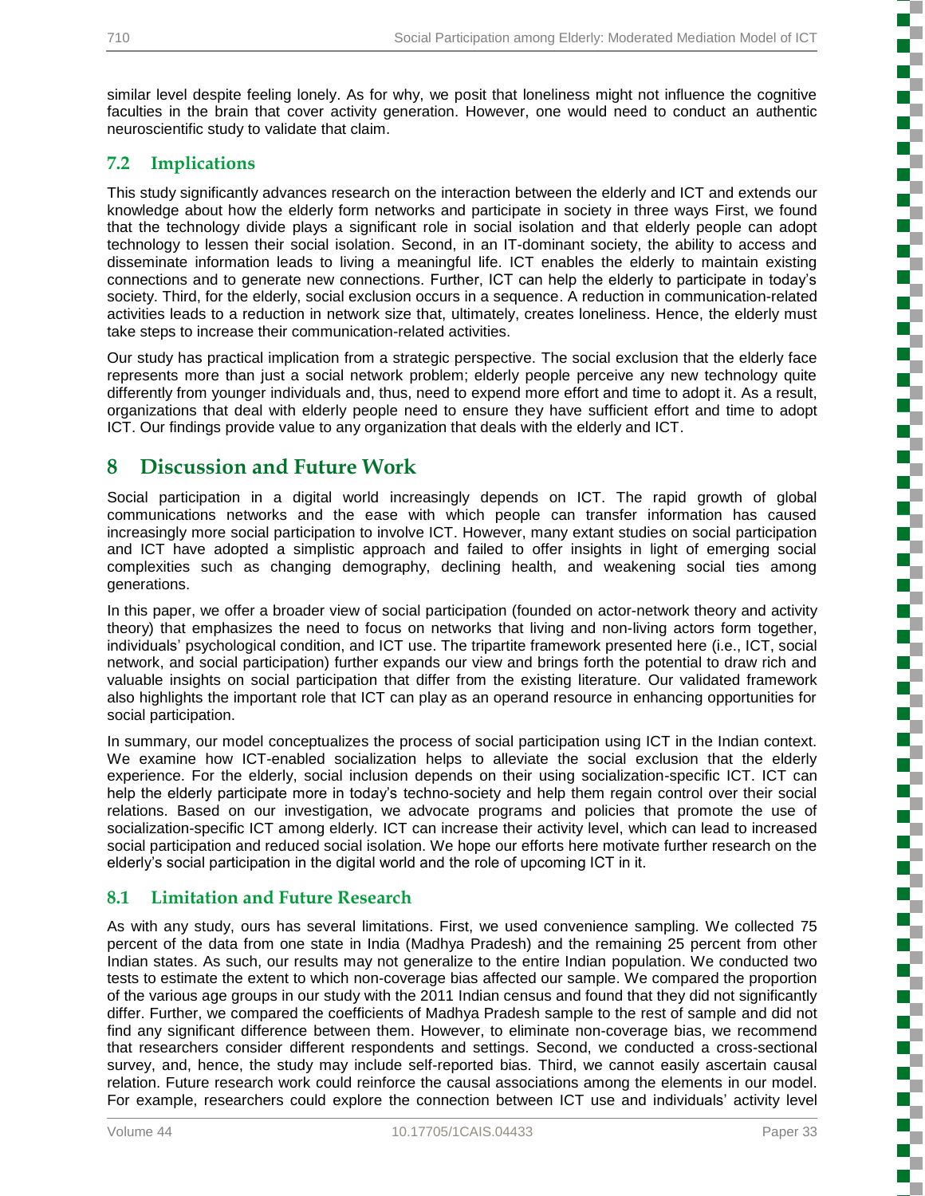similar level despite feeling lonely. As for why, we posit that loneliness might not influence the cognitive faculties in the brain that cover activity generation. However, one would need to conduct an authentic neuroscientific study to validate that claim.

### 7.2 Implications

This study significantly advances research on the interaction between the elderly and ICT and extends our knowledge about how the elderly form networks and participate in society in three ways First, we found that the technology divide plays a significant role in social isolation and that elderly people can adopt technology to lessen their social isolation. Second, in an IT-dominant society, the ability to access and disseminate information leads to living a meaningful life. ICT enables the elderly to maintain existing connections and to generate new connections. Further, ICT can help the elderly to participate in today's society. Third, for the elderly, social exclusion occurs in a sequence. A reduction in communication-related activities leads to a reduction in network size that, ultimately, creates loneliness. Hence, the elderly must take steps to increase their communication-related activities.

Our study has practical implication from a strategic perspective. The social exclusion that the elderly face represents more than just a social network problem; elderly people perceive any new technology quite differently from younger individuals and, thus, need to expend more effort and time to adopt it. As a result, organizations that deal with elderly people need to ensure they have sufficient effort and time to adopt ICT. Our findings provide value to any organization that deals with the elderly and ICT.

## 8 Discussion and Future Work

Social participation in a digital world increasingly depends on ICT. The rapid growth of global communications networks and the ease with which people can transfer information has caused increasingly more social participation to involve ICT. However, many extant studies on social participation and ICT have adopted a simplistic approach and failed to offer insights in light of emerging social complexities such as changing demography, declining health, and weakening social ties among generations.

In this paper, we offer a broader view of social participation (founded on actor-network theory and activity theory) that emphasizes the need to focus on networks that living and non-living actors form together, individuals' psychological condition, and ICT use. The tripartite framework presented here (i.e., ICT, social network, and social participation) further expands our view and brings forth the potential to draw rich and valuable insights on social participation that differ from the existing literature. Our validated framework also highlights the important role that ICT can play as an operand resource in enhancing opportunities for social participation.

In summary, our model conceptualizes the process of social participation using ICT in the Indian context. We examine how ICT-enabled socialization helps to alleviate the social exclusion that the elderly experience. For the elderly, social inclusion depends on their using socialization-specific ICT. ICT can help the elderly participate more in today's techno-society and help them regain control over their social relations. Based on our investigation, we advocate programs and policies that promote the use of socialization-specific ICT among elderly. ICT can increase their activity level, which can lead to increased social participation and reduced social isolation. We hope our efforts here motivate further research on the elderly's social participation in the digital world and the role of upcoming ICT in it.

### 8.1 Limitation and Future Research

As with any study, ours has several limitations. First, we used convenience sampling. We collected 75 percent of the data from one state in India (Madhya Pradesh) and the remaining 25 percent from other Indian states. As such, our results may not generalize to the entire Indian population. We conducted two tests to estimate the extent to which non-coverage bias affected our sample. We compared the proportion of the various age groups in our study with the 2011 Indian census and found that they did not significantly differ. Further, we compared the coefficients of Madhya Pradesh sample to the rest of sample and did not find any significant difference between them. However, to eliminate non-coverage bias, we recommend that researchers consider different respondents and settings. Second, we conducted a cross-sectional survey, and, hence, the study may include self-reported bias. Third, we cannot easily ascertain causal relation. Future research work could reinforce the causal associations among the elements in our model. For example, researchers could explore the connection between ICT use and individuals' activity level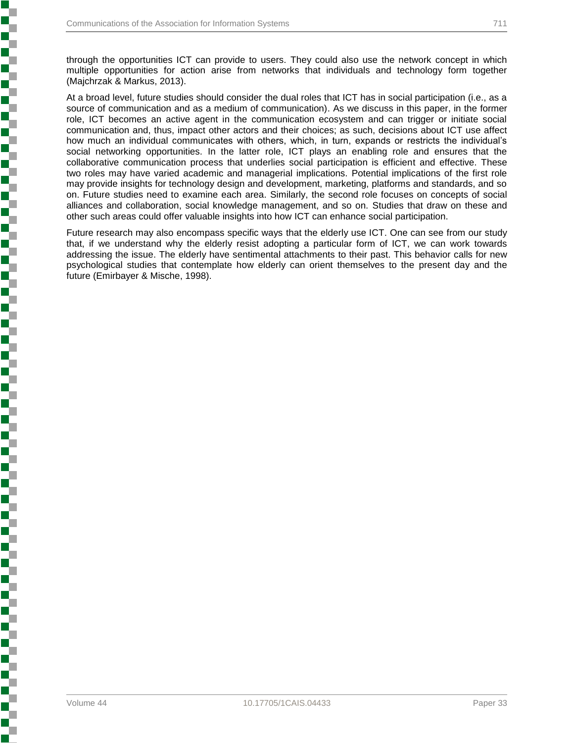through the opportunities ICT can provide to users. They could also use the network concept in which multiple opportunities for action arise from networks that individuals and technology form together (Majchrzak & Markus, 2013).

At a broad level, future studies should consider the dual roles that ICT has in social participation (i.e., as a source of communication and as a medium of communication). As we discuss in this paper, in the former role, ICT becomes an active agent in the communication ecosystem and can trigger or initiate social communication and, thus, impact other actors and their choices; as such, decisions about ICT use affect how much an individual communicates with others, which, in turn, expands or restricts the individual's social networking opportunities. In the latter role, ICT plays an enabling role and ensures that the collaborative communication process that underlies social participation is efficient and effective. These two roles may have varied academic and managerial implications. Potential implications of the first role may provide insights for technology design and development, marketing, platforms and standards, and so on. Future studies need to examine each area. Similarly, the second role focuses on concepts of social alliances and collaboration, social knowledge management, and so on. Studies that draw on these and other such areas could offer valuable insights into how ICT can enhance social participation.

Future research may also encompass specific ways that the elderly use ICT. One can see from our study that, if we understand why the elderly resist adopting a particular form of ICT, we can work towards addressing the issue. The elderly have sentimental attachments to their past. This behavior calls for new psychological studies that contemplate how elderly can orient themselves to the present day and the future (Emirbayer & Mische, 1998).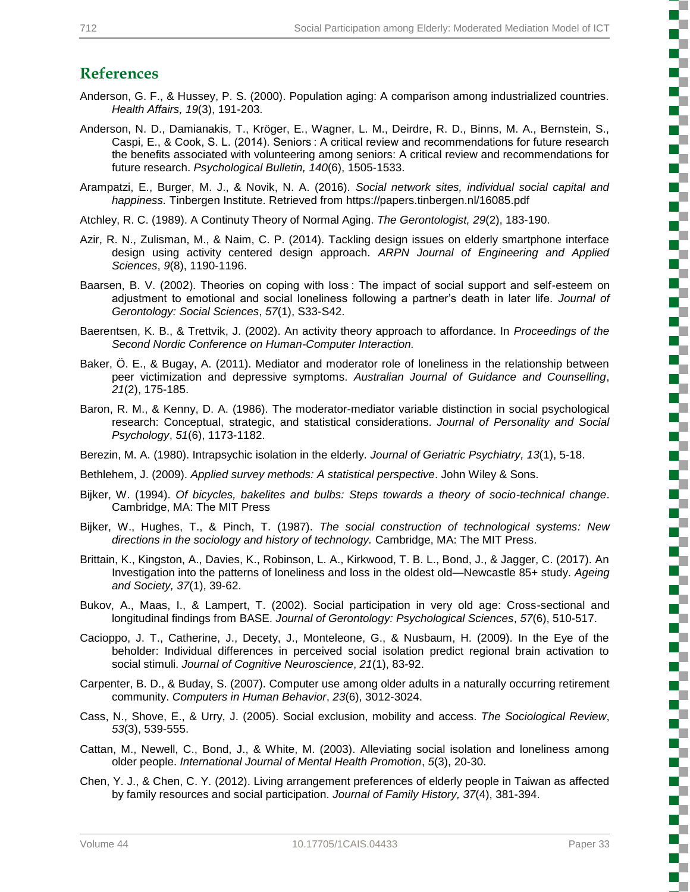## References

Anderson, G. F., & Hussey, P. S. (2000). Population aging: A comparison among industrialized countries. *Health Affairs, 19*(3), 191-203.

Anderson, N. D., Damianakis, T., Kröger, E., Wagner, L. M., Deirdre, R. D., Binns, M. A., Bernstein, S., Caspi, E., & Cook, S. L. (2014). Seniors : A critical review and recommendations for future research the benefits associated with volunteering among seniors: A critical review and recommendations for future research. *Psychological Bulletin, 140*(6), 1505-1533.

Arampatzi, E., Burger, M. J., & Novik, N. A. (2016). *Social network sites, individual social capital and happiness*. Tinbergen Institute. Retrieved from https://papers.tinbergen.nl/16085.pdf

Atchley, R. C. (1989). A Continuty Theory of Normal Aging. *The Gerontologist, 29*(2), 183-190.

Azir, R. N., Zulisman, M., & Naim, C. P. (2014). Tackling design issues on elderly smartphone interface design using activity centered design approach. *ARPN Journal of Engineering and Applied Sciences*, *9*(8), 1190-1196.

Baarsen, B. V. (2002). Theories on coping with loss : The impact of social support and self-esteem on adjustment to emotional and social loneliness following a partner's death in later life. *Journal of Gerontology: Social Sciences*, *57*(1), S33-S42.

Baerentsen, K. B., & Trettvik, J. (2002). An activity theory approach to affordance. In *Proceedings of the Second Nordic Conference on Human-Computer Interaction.*

Baker, Ö. E., & Bugay, A. (2011). Mediator and moderator role of loneliness in the relationship between peer victimization and depressive symptoms. *Australian Journal of Guidance and Counselling*, *21*(2), 175-185.

Baron, R. M., & Kenny, D. A. (1986). The moderator-mediator variable distinction in social psychological research: Conceptual, strategic, and statistical considerations. *Journal of Personality and Social Psychology*, *51*(6), 1173-1182.

Berezin, M. A. (1980). Intrapsychic isolation in the elderly. *Journal of Geriatric Psychiatry, 13*(1), 5-18.

Bethlehem, J. (2009). *Applied survey methods: A statistical perspective*. John Wiley & Sons.

Bijker, W. (1994). *Of bicycles, bakelites and bulbs: Steps towards a theory of socio-technical change*. Cambridge, MA: The MIT Press

Bijker, W., Hughes, T., & Pinch, T. (1987). *The social construction of technological systems: New directions in the sociology and history of technology.* Cambridge, MA: The MIT Press.

Brittain, K., Kingston, A., Davies, K., Robinson, L. A., Kirkwood, T. B. L., Bond, J., & Jagger, C. (2017). An Investigation into the patterns of loneliness and loss in the oldest old—Newcastle 85+ study. *Ageing and Society, 37*(1), 39-62.

Bukov, A., Maas, I., & Lampert, T. (2002). Social participation in very old age: Cross-sectional and longitudinal findings from BASE. *Journal of Gerontology: Psychological Sciences*, *57*(6), 510-517.

Cacioppo, J. T., Catherine, J., Decety, J., Monteleone, G., & Nusbaum, H. (2009). In the Eye of the beholder: Individual differences in perceived social isolation predict regional brain activation to social stimuli. *Journal of Cognitive Neuroscience*, *21*(1), 83-92.

Carpenter, B. D., & Buday, S. (2007). Computer use among older adults in a naturally occurring retirement community. *Computers in Human Behavior*, *23*(6), 3012-3024.

Cass, N., Shove, E., & Urry, J. (2005). Social exclusion, mobility and access. *The Sociological Review*, *53*(3), 539-555.

Cattan, M., Newell, C., Bond, J., & White, M. (2003). Alleviating social isolation and loneliness among older people. *International Journal of Mental Health Promotion*, *5*(3), 20-30.

Chen, Y. J., & Chen, C. Y. (2012). Living arrangement preferences of elderly people in Taiwan as affected by family resources and social participation. *Journal of Family History, 37*(4), 381-394.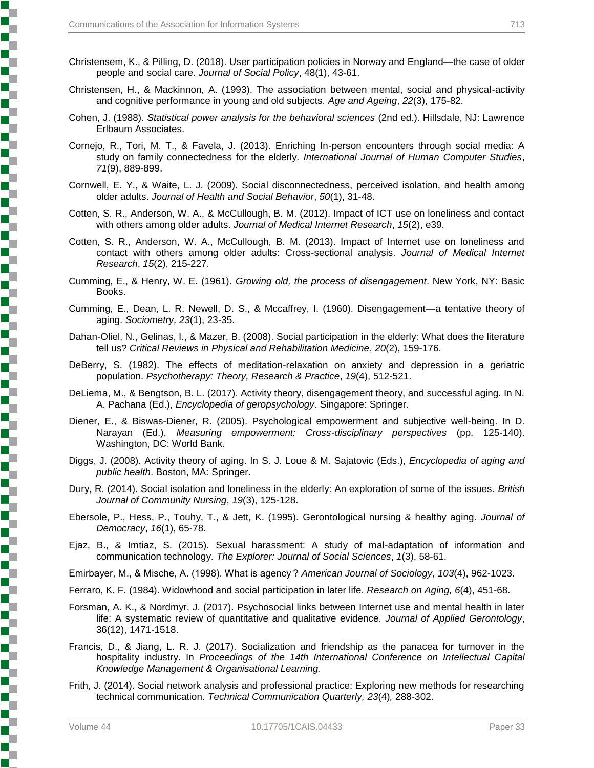Christensem, K., & Pilling, D. (2018). User participation policies in Norway and England—the case of older people and social care. *Journal of Social Policy*, 48(1), 43-61.

Christensen, H., & Mackinnon, A. (1993). The association between mental, social and physical-activity and cognitive performance in young and old subjects. *Age and Ageing*, *22*(3), 175-82.

Cohen, J. (1988). *Statistical power analysis for the behavioral sciences* (2nd ed.). Hillsdale, NJ: Lawrence Erlbaum Associates.

Cornejo, R., Tori, M. T., & Favela, J. (2013). Enriching In-person encounters through social media: A study on family connectedness for the elderly. *International Journal of Human Computer Studies*, *71*(9), 889-899.

Cornwell, E. Y., & Waite, L. J. (2009). Social disconnectedness, perceived isolation, and health among older adults. *Journal of Health and Social Behavior*, *50*(1), 31-48.

Cotten, S. R., Anderson, W. A., & McCullough, B. M. (2012). Impact of ICT use on loneliness and contact with others among older adults. *Journal of Medical Internet Research*, *15*(2), e39.

Cotten, S. R., Anderson, W. A., McCullough, B. M. (2013). Impact of Internet use on loneliness and contact with others among older adults: Cross-sectional analysis. *Journal of Medical Internet Research*, *15*(2), 215-227.

Cumming, E., & Henry, W. E. (1961). *Growing old, the process of disengagement*. New York, NY: Basic Books.

Cumming, E., Dean, L. R. Newell, D. S., & Mccaffrey, I. (1960). Disengagement—a tentative theory of aging. *Sociometry, 23*(1), 23-35.

Dahan-Oliel, N., Gelinas, I., & Mazer, B. (2008). Social participation in the elderly: What does the literature tell us? *Critical Reviews in Physical and Rehabilitation Medicine*, *20*(2), 159-176.

DeBerry, S. (1982). The effects of meditation-relaxation on anxiety and depression in a geriatric population. *Psychotherapy: Theory, Research & Practice*, *19*(4), 512-521.

DeLiema, M., & Bengtson, B. L. (2017). Activity theory, disengagement theory, and successful aging. In N. A. Pachana (Ed.), *Encyclopedia of geropsychology*. Singapore: Springer.

Diener, E., & Biswas-Diener, R. (2005). Psychological empowerment and subjective well-being. In D. Narayan (Ed.), *Measuring empowerment: Cross-disciplinary perspectives* (pp. 125-140). Washington, DC: World Bank.

Diggs, J. (2008). Activity theory of aging. In S. J. Loue & M. Sajatovic (Eds.), *Encyclopedia of aging and public health*. Boston, MA: Springer.

Dury, R. (2014). Social isolation and loneliness in the elderly: An exploration of some of the issues. *British Journal of Community Nursing*, *19*(3), 125-128.

Ebersole, P., Hess, P., Touhy, T., & Jett, K. (1995). Gerontological nursing & healthy aging. *Journal of Democracy*, *16*(1), 65-78.

Ejaz, B., & Imtiaz, S. (2015). Sexual harassment: A study of mal-adaptation of information and communication technology. *The Explorer: Journal of Social Sciences*, *1*(3), 58-61.

Emirbayer, M., & Mische, A. (1998). What is agency? *American Journal of Sociology*, *103*(4), 962-1023.

Ferraro, K. F. (1984). Widowhood and social participation in later life. *Research on Aging, 6*(4), 451-68.

Forsman, A. K., & Nordmyr, J. (2017). Psychosocial links between Internet use and mental health in later life: A systematic review of quantitative and qualitative evidence. *Journal of Applied Gerontology*, 36(12), 1471-1518.

Francis, D., & Jiang, L. R. J. (2017). Socialization and friendship as the panacea for turnover in the hospitality industry. In *Proceedings of the 14th International Conference on Intellectual Capital Knowledge Management & Organisational Learning.*

Frith, J. (2014). Social network analysis and professional practice: Exploring new methods for researching technical communication. *Technical Communication Quarterly, 23*(4)*,* 288-302.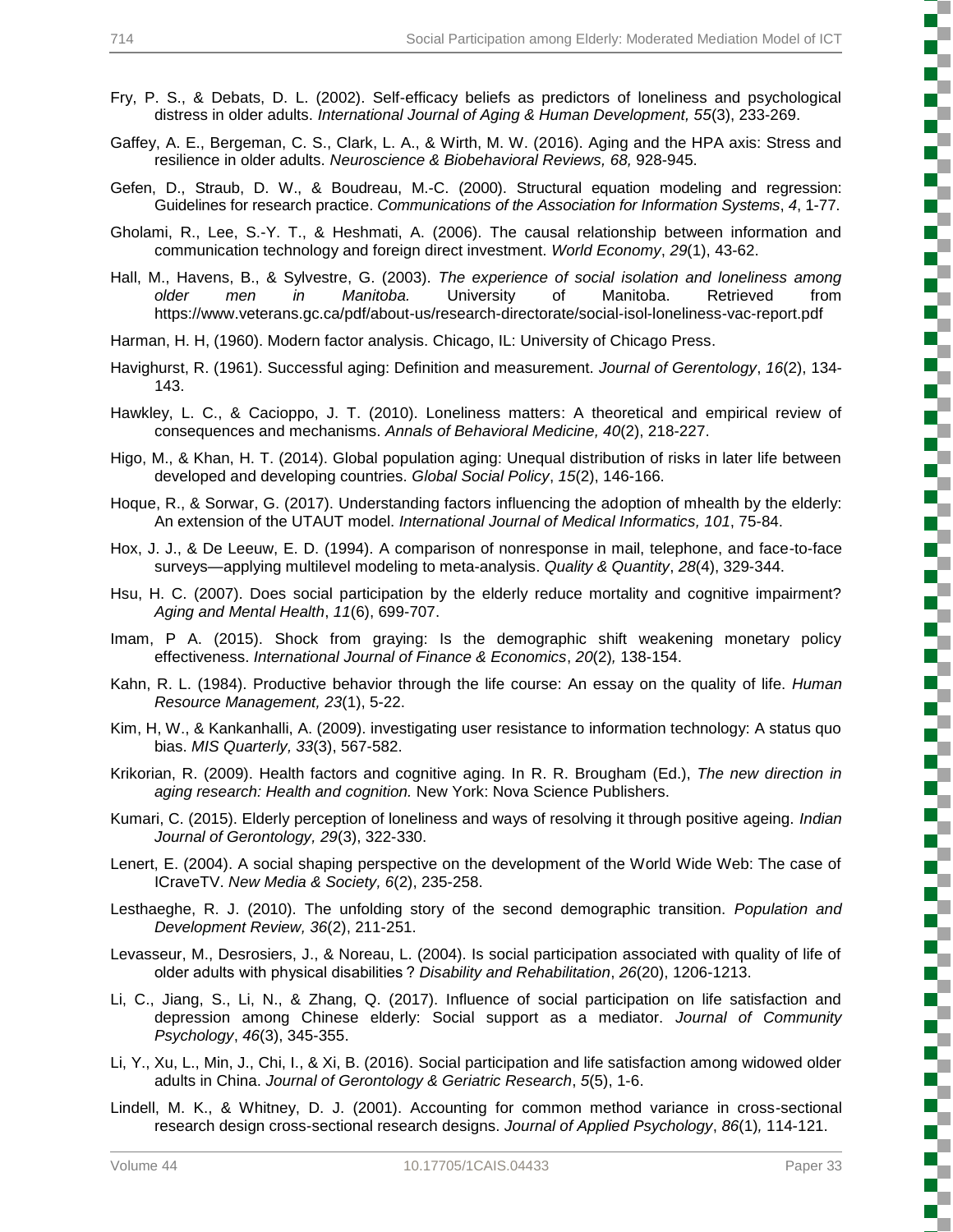Fry, P. S., & Debats, D. L. (2002). Self-efficacy beliefs as predictors of loneliness and psychological distress in older adults. *International Journal of Aging & Human Development, 55*(3), 233-269.

Gaffey, A. E., Bergeman, C. S., Clark, L. A., & Wirth, M. W. (2016). Aging and the HPA axis: Stress and resilience in older adults. *Neuroscience & Biobehavioral Reviews, 68,* 928-945.

Gefen, D., Straub, D. W., & Boudreau, M.-C. (2000). Structural equation modeling and regression: Guidelines for research practice. *Communications of the Association for Information Systems*, *4*, 1-77.

Gholami, R., Lee, S.-Y. T., & Heshmati, A. (2006). The causal relationship between information and communication technology and foreign direct investment. *World Economy*, *29*(1), 43-62.

Hall, M., Havens, B., & Sylvestre, G. (2003). *The experience of social isolation and loneliness among older men in Manitoba.* University of Manitoba. Retrieved from https://www.veterans.gc.ca/pdf/about-us/research-directorate/social-isol-loneliness-vac-report.pdf

Harman, H. H, (1960). Modern factor analysis. Chicago, IL: University of Chicago Press.

Havighurst, R. (1961). Successful aging: Definition and measurement. *Journal of Gerentology*, *16*(2), 134-143.

Hawkley, L. C., & Cacioppo, J. T. (2010). Loneliness matters: A theoretical and empirical review of consequences and mechanisms. *Annals of Behavioral Medicine, 40*(2), 218-227.

Higo, M., & Khan, H. T. (2014). Global population aging: Unequal distribution of risks in later life between developed and developing countries. *Global Social Policy*, *15*(2), 146-166.

Hoque, R., & Sorwar, G. (2017). Understanding factors influencing the adoption of mhealth by the elderly: An extension of the UTAUT model. *International Journal of Medical Informatics, 101*, 75-84.

Hox, J. J., & De Leeuw, E. D. (1994). A comparison of nonresponse in mail, telephone, and face-to-face surveys—applying multilevel modeling to meta-analysis. *Quality & Quantity*, *28*(4), 329-344.

Hsu, H. C. (2007). Does social participation by the elderly reduce mortality and cognitive impairment? *Aging and Mental Health*, *11*(6), 699-707.

Imam, P A. (2015). Shock from graying: Is the demographic shift weakening monetary policy effectiveness. *International Journal of Finance & Economics*, *20*(2)*,* 138-154.

Kahn, R. L. (1984). Productive behavior through the life course: An essay on the quality of life. *Human Resource Management, 23*(1), 5-22.

Kim, H, W., & Kankanhalli, A. (2009). investigating user resistance to information technology: A status quo bias. *MIS Quarterly, 33*(3), 567-582.

Krikorian, R. (2009). Health factors and cognitive aging. In R. R. Brougham (Ed.), *The new direction in aging research: Health and cognition.* New York: Nova Science Publishers.

Kumari, C. (2015). Elderly perception of loneliness and ways of resolving it through positive ageing. *Indian Journal of Gerontology, 29*(3), 322-330.

Lenert, E. (2004). A social shaping perspective on the development of the World Wide Web: The case of ICraveTV. *New Media & Society, 6*(2), 235-258.

Lesthaeghe, R. J. (2010). The unfolding story of the second demographic transition. *Population and Development Review, 36*(2), 211-251.

Levasseur, M., Desrosiers, J., & Noreau, L. (2004). Is social participation associated with quality of life of older adults with physical disabilities ? *Disability and Rehabilitation*, *26*(20), 1206-1213.

Li, C., Jiang, S., Li, N., & Zhang, Q. (2017). Influence of social participation on life satisfaction and depression among Chinese elderly: Social support as a mediator. *Journal of Community Psychology*, *46*(3), 345-355.

Li, Y., Xu, L., Min, J., Chi, I., & Xi, B. (2016). Social participation and life satisfaction among widowed older adults in China. *Journal of Gerontology & Geriatric Research*, *5*(5), 1-6.

Lindell, M. K., & Whitney, D. J. (2001). Accounting for common method variance in cross-sectional research design cross-sectional research designs. *Journal of Applied Psychology*, *86*(1)*,* 114-121.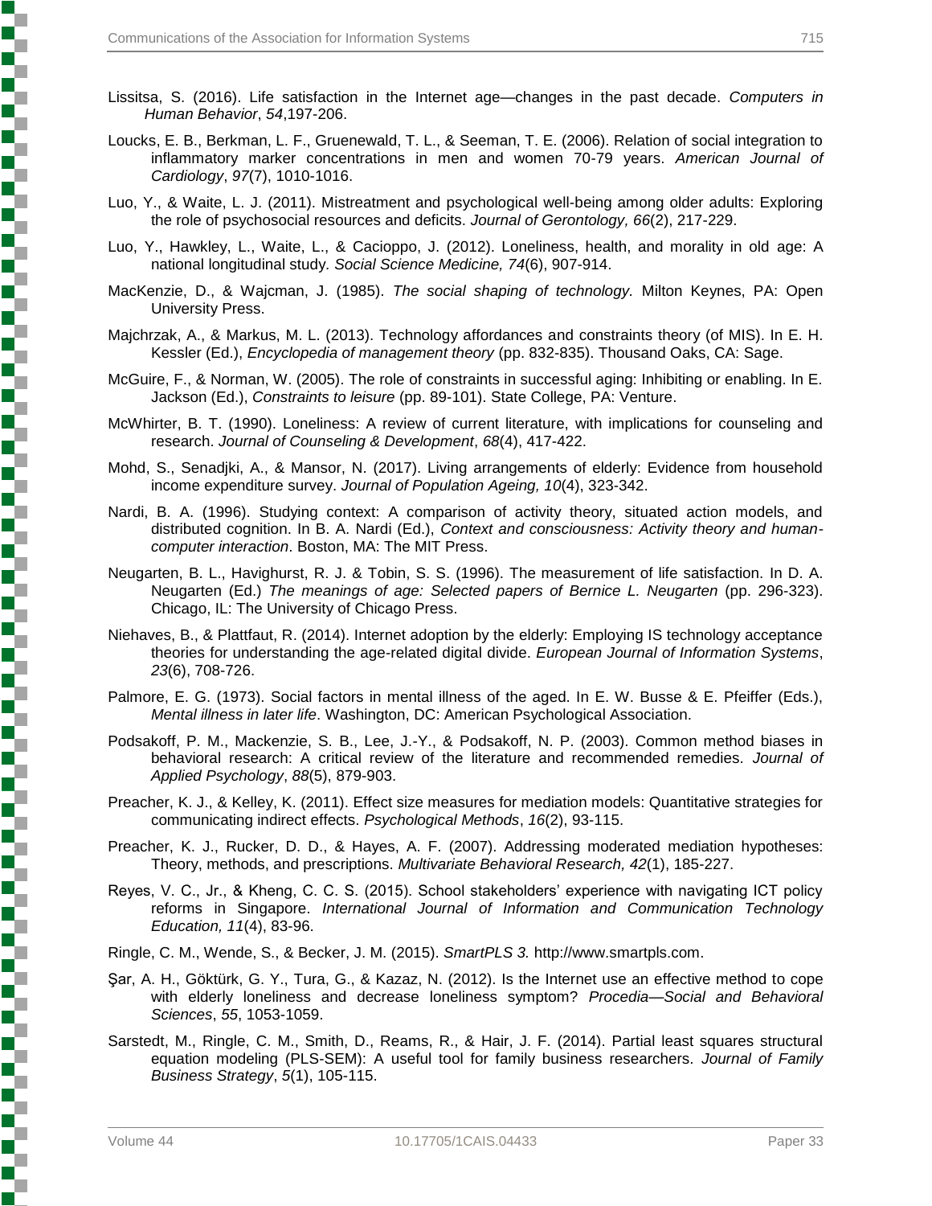Lissitsa, S. (2016). Life satisfaction in the Internet age—changes in the past decade. *Computers in Human Behavior*, *54*,197-206.

Loucks, E. B., Berkman, L. F., Gruenewald, T. L., & Seeman, T. E. (2006). Relation of social integration to inflammatory marker concentrations in men and women 70-79 years. *American Journal of Cardiology*, *97*(7), 1010-1016.

Luo, Y., & Waite, L. J. (2011). Mistreatment and psychological well-being among older adults: Exploring the role of psychosocial resources and deficits. *Journal of Gerontology, 66*(2), 217-229.

Luo, Y., Hawkley, L., Waite, L., & Cacioppo, J. (2012). Loneliness, health, and morality in old age: A national longitudinal study. *Social Science Medicine, 74*(6), 907-914.

MacKenzie, D., & Wajcman, J. (1985). *The social shaping of technology.* Milton Keynes, PA: Open University Press.

Majchrzak, A., & Markus, M. L. (2013). Technology affordances and constraints theory (of MIS). In E. H. Kessler (Ed.), *Encyclopedia of management theory* (pp. 832-835). Thousand Oaks, CA: Sage.

McGuire, F., & Norman, W. (2005). The role of constraints in successful aging: Inhibiting or enabling. In E. Jackson (Ed.), *Constraints to leisure* (pp. 89-101). State College, PA: Venture.

McWhirter, B. T. (1990). Loneliness: A review of current literature, with implications for counseling and research. *Journal of Counseling & Development*, *68*(4), 417-422.

Mohd, S., Senadjki, A., & Mansor, N. (2017). Living arrangements of elderly: Evidence from household income expenditure survey. *Journal of Population Ageing, 10*(4), 323-342.

Nardi, B. A. (1996). Studying context: A comparison of activity theory, situated action models, and distributed cognition. In B. A. Nardi (Ed.), *Context and consciousness: Activity theory and human-computer interaction*. Boston, MA: The MIT Press.

Neugarten, B. L., Havighurst, R. J. & Tobin, S. S. (1996). The measurement of life satisfaction. In D. A. Neugarten (Ed.) *The meanings of age: Selected papers of Bernice L. Neugarten* (pp. 296-323). Chicago, IL: The University of Chicago Press.

Niehaves, B., & Plattfaut, R. (2014). Internet adoption by the elderly: Employing IS technology acceptance theories for understanding the age-related digital divide. *European Journal of Information Systems*, *23*(6), 708-726.

Palmore, E. G. (1973). Social factors in mental illness of the aged. In E. W. Busse & E. Pfeiffer (Eds.), *Mental illness in later life*. Washington, DC: American Psychological Association.

Podsakoff, P. M., Mackenzie, S. B., Lee, J.-Y., & Podsakoff, N. P. (2003). Common method biases in behavioral research: A critical review of the literature and recommended remedies. *Journal of Applied Psychology*, *88*(5), 879-903.

Preacher, K. J., & Kelley, K. (2011). Effect size measures for mediation models: Quantitative strategies for communicating indirect effects. *Psychological Methods*, *16*(2), 93-115.

Preacher, K. J., Rucker, D. D., & Hayes, A. F. (2007). Addressing moderated mediation hypotheses: Theory, methods, and prescriptions. *Multivariate Behavioral Research, 42*(1), 185-227.

Reyes, V. C., Jr., & Kheng, C. C. S. (2015). School stakeholders' experience with navigating ICT policy reforms in Singapore. *International Journal of Information and Communication Technology Education, 11*(4), 83-96.

Ringle, C. M., Wende, S., & Becker, J. M. (2015). *SmartPLS 3.* http://www.smartpls.com.

Şar, A. H., Göktürk, G. Y., Tura, G., & Kazaz, N. (2012). Is the Internet use an effective method to cope with elderly loneliness and decrease loneliness symptom? *Procedia—Social and Behavioral Sciences*, *55*, 1053-1059.

Sarstedt, M., Ringle, C. M., Smith, D., Reams, R., & Hair, J. F. (2014). Partial least squares structural equation modeling (PLS-SEM): A useful tool for family business researchers. *Journal of Family Business Strategy*, *5*(1), 105-115.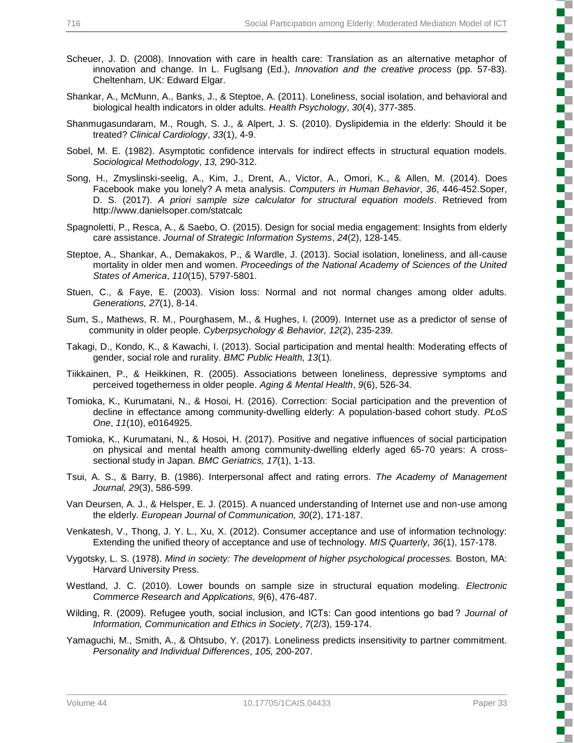Scheuer, J. D. (2008). Innovation with care in health care: Translation as an alternative metaphor of innovation and change. In L. Fuglsang (Ed.), *Innovation and the creative process* (pp. 57-83). Cheltenham, UK: Edward Elgar.

Shankar, A., McMunn, A., Banks, J., & Steptoe, A. (2011). Loneliness, social isolation, and behavioral and biological health indicators in older adults. *Health Psychology*, *30*(4), 377-385.

Shanmugasundaram, M., Rough, S. J., & Alpert, J. S. (2010). Dyslipidemia in the elderly: Should it be treated? *Clinical Cardiology*, *33*(1), 4-9.

Sobel, M. E. (1982). Asymptotic confidence intervals for indirect effects in structural equation models. *Sociological Methodology*, *13,* 290-312.

Song, H., Zmyslinski-seelig, A., Kim, J., Drent, A., Victor, A., Omori, K., & Allen, M. (2014). Does Facebook make you lonely? A meta analysis. *Computers in Human Behavior*, *36*, 446-452.Soper, D. S. (2017). *A priori sample size calculator for structural equation models*. Retrieved from http://www.danielsoper.com/statcalc

Spagnoletti, P., Resca, A., & Saebo, O. (2015). Design for social media engagement: Insights from elderly care assistance. *Journal of Strategic Information Systems*, *24*(2), 128-145.

Steptoe, A., Shankar, A., Demakakos, P., & Wardle, J. (2013). Social isolation, loneliness, and all-cause mortality in older men and women. *Proceedings of the National Academy of Sciences of the United States of America*, *110*(15), 5797-5801.

Stuen, C., & Faye, E. (2003). Vision loss: Normal and not normal changes among older adults. *Generations, 27*(1), 8-14.

Sum, S., Mathews, R. M., Pourghasem, M., & Hughes, I. (2009). Internet use as a predictor of sense of community in older people. *Cyberpsychology & Behavior, 12*(2), 235-239.

Takagi, D., Kondo, K., & Kawachi, I. (2013). Social participation and mental health: Moderating effects of gender, social role and rurality. *BMC Public Health, 13*(1).

Tiikkainen, P., & Heikkinen, R. (2005). Associations between loneliness, depressive symptoms and perceived togetherness in older people. *Aging & Mental Health*, *9*(6), 526-34.

Tomioka, K., Kurumatani, N., & Hosoi, H. (2016). Correction: Social participation and the prevention of decline in effectance among community-dwelling elderly: A population-based cohort study. *PLoS One*, *11*(10), e0164925.

Tomioka, K., Kurumatani, N., & Hosoi, H. (2017). Positive and negative influences of social participation on physical and mental health among community-dwelling elderly aged 65-70 years: A cross-sectional study in Japan. *BMC Geriatrics, 17*(1), 1-13.

Tsui, A. S., & Barry, B. (1986). Interpersonal affect and rating errors. *The Academy of Management Journal, 29*(3), 586-599.

Van Deursen, A. J., & Helsper, E. J. (2015). A nuanced understanding of Internet use and non-use among the elderly. *European Journal of Communication, 30*(2), 171-187.

Venkatesh, V., Thong, J. Y. L., Xu, X. (2012). Consumer acceptance and use of information technology: Extending the unified theory of acceptance and use of technology. *MIS Quarterly, 36*(1), 157-178.

Vygotsky, L. S. (1978). *Mind in society: The development of higher psychological processes.* Boston, MA: Harvard University Press.

Westland, J. C. (2010). Lower bounds on sample size in structural equation modeling. *Electronic Commerce Research and Applications, 9*(6), 476-487.

Wilding, R. (2009). Refugee youth, social inclusion, and ICTs: Can good intentions go bad ? *Journal of Information, Communication and Ethics in Society*, *7*(2/3), 159-174.

Yamaguchi, M., Smith, A., & Ohtsubo, Y. (2017). Loneliness predicts insensitivity to partner commitment. *Personality and Individual Differences*, *105,* 200-207.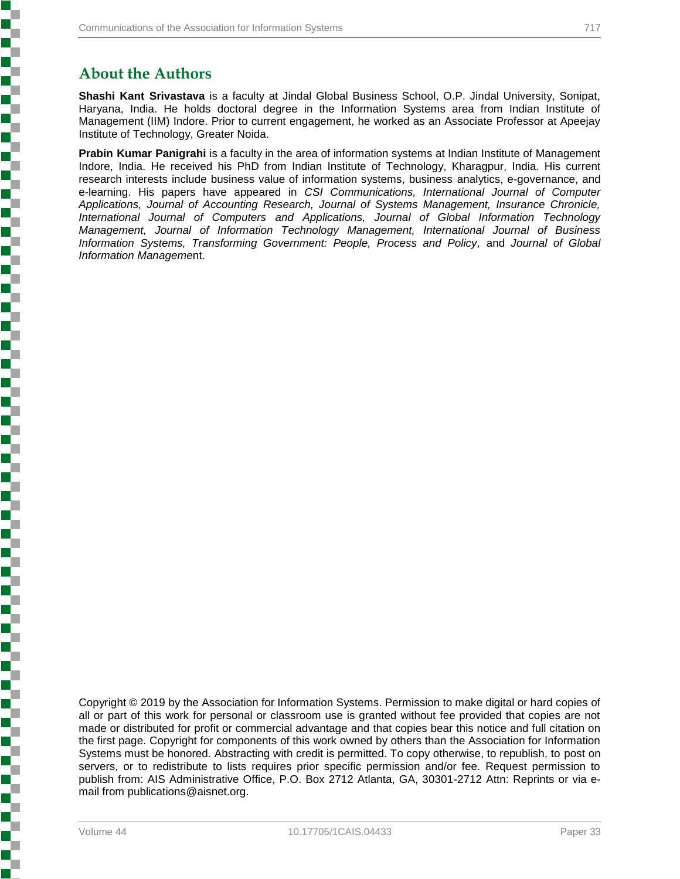## About the Authors

**Shashi Kant Srivastava** is a faculty at Jindal Global Business School, O.P. Jindal University, Sonipat, Haryana, India. He holds doctoral degree in the Information Systems area from Indian Institute of Management (IIM) Indore. Prior to current engagement, he worked as an Associate Professor at Apeejay Institute of Technology, Greater Noida.

**Prabin Kumar Panigrahi** is a faculty in the area of information systems at Indian Institute of Management Indore, India. He received his PhD from Indian Institute of Technology, Kharagpur, India. His current research interests include business value of information systems, business analytics, e-governance, and e-learning. His papers have appeared in *CSI Communications, International Journal of Computer Applications, Journal of Accounting Research, Journal of Systems Management, Insurance Chronicle, International Journal of Computers and Applications, Journal of Global Information Technology Management, Journal of Information Technology Management, International Journal of Business Information Systems, Transforming Government: People, Process and Policy,* and *Journal of Global Information Managemen*t.

Copyright © 2019 by the Association for Information Systems. Permission to make digital or hard copies of all or part of this work for personal or classroom use is granted without fee provided that copies are not made or distributed for profit or commercial advantage and that copies bear this notice and full citation on the first page. Copyright for components of this work owned by others than the Association for Information Systems must be honored. Abstracting with credit is permitted. To copy otherwise, to republish, to post on servers, or to redistribute to lists requires prior specific permission and/or fee. Request permission to publish from: AIS Administrative Office, P.O. Box 2712 Atlanta, GA, 30301-2712 Attn: Reprints or via e-mail from publications@aisnet.org.